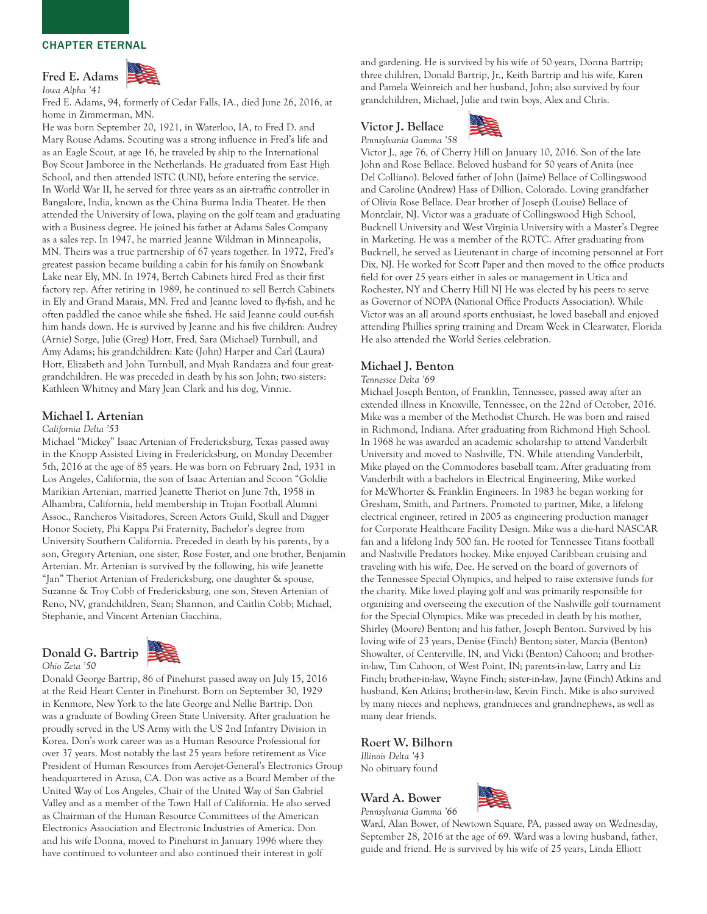## CHAPTER ETERNAL

### Fred E. Adams

*Iowa Alpha '41*

Fred E. Adams, 94, formerly of Cedar Falls, IA., died June 26, 2016, at home in Zimmerman, MN.

He was born September 20, 1921, in Waterloo, IA, to Fred D. and Mary Rouse Adams. Scouting was a strong influence in Fred's life and as an Eagle Scout, at age 16, he traveled by ship to the International Boy Scout Jamboree in the Netherlands. He graduated from East High School, and then attended ISTC (UNI), before entering the service. In World War II, he served for three years as an air-traffic controller in Bangalore, India, known as the China Burma India Theater. He then attended the University of Iowa, playing on the golf team and graduating with a Business degree. He joined his father at Adams Sales Company as a sales rep. In 1947, he married Jeanne Wildman in Minneapolis, MN. Theirs was a true partnership of 67 years together. In 1972, Fred's greatest passion became building a cabin for his family on Snowbank Lake near Ely, MN. In 1974, Bertch Cabinets hired Fred as their first factory rep. After retiring in 1989, he continued to sell Bertch Cabinets in Ely and Grand Marais, MN. Fred and Jeanne loved to fly-fish, and he often paddled the canoe while she fished. He said Jeanne could out-fish him hands down. He is survived by Jeanne and his five children: Audrey (Arnie) Sorge, Julie (Greg) Hott, Fred, Sara (Michael) Turnbull, and Amy Adams; his grandchildren: Kate (John) Harper and Carl (Laura) Hott, Elizabeth and John Turnbull, and Myah Randazza and four great-grandchildren. He was preceded in death by his son John; two sisters: Kathleen Whitney and Mary Jean Clark and his dog, Vinnie.

### Michael I. Artenian

*California Delta '53*

Michael "Mickey" Isaac Artenian of Fredericksburg, Texas passed away in the Knopp Assisted Living in Fredericksburg, on Monday December 5th, 2016 at the age of 85 years. He was born on February 2nd, 1931 in Los Angeles, California, the son of Isaac Artenian and Scoon "Goldie Marikian Artenian, married Jeanette Theriot on June 7th, 1958 in Alhambra, California, held membership in Trojan Football Alumni Assoc., Rancheros Visitadores, Screen Actors Guild, Skull and Dagger Honor Society, Phi Kappa Psi Fraternity, Bachelor's degree from University Southern California. Preceded in death by his parents, by a son, Gregory Artenian, one sister, Rose Foster, and one brother, Benjamin Artenian. Mr. Artenian is survived by the following, his wife Jeanette "Jan" Theriot Artenian of Fredericksburg, one daughter & spouse, Suzanne & Troy Cobb of Fredericksburg, one son, Steven Artenian of Reno, NV, grandchildren, Sean; Shannon, and Caitlin Cobb; Michael, Stephanie, and Vincent Artenian Gacchina.

### Donald G. Bartrip

*Ohio Zeta '50*

Donald George Bartrip, 86 of Pinehurst passed away on July 15, 2016 at the Reid Heart Center in Pinehurst. Born on September 30, 1929 in Kenmore, New York to the late George and Nellie Bartrip. Don was a graduate of Bowling Green State University. After graduation he proudly served in the US Army with the US 2nd Infantry Division in Korea. Don's work career was as a Human Resource Professional for over 37 years. Most notably the last 25 years before retirement as Vice President of Human Resources from Aerojet-General's Electronics Group headquartered in Azusa, CA. Don was active as a Board Member of the United Way of Los Angeles, Chair of the United Way of San Gabriel Valley and as a member of the Town Hall of California. He also served as Chairman of the Human Resource Committees of the American Electronics Association and Electronic Industries of America. Don and his wife Donna, moved to Pinehurst in January 1996 where they have continued to volunteer and also continued their interest in golf and gardening. He is survived by his wife of 50 years, Donna Bartrip; three children, Donald Bartrip, Jr., Keith Bartrip and his wife, Karen and Pamela Weinreich and her husband, John; also survived by four grandchildren, Michael, Julie and twin boys, Alex and Chris.

### Victor J. Bellace

*Pennsylvania Gamma '58*

Victor J., age 76, of Cherry Hill on January 10, 2016. Son of the late John and Rose Bellace. Beloved husband for 50 years of Anita (nee Del Colliano). Beloved father of John (Jaime) Bellace of Collingswood and Caroline (Andrew) Hass of Dillion, Colorado. Loving grandfather of Olivia Rose Bellace. Dear brother of Joseph (Louise) Bellace of Montclair, NJ. Victor was a graduate of Collingswood High School, Bucknell University and West Virginia University with a Master's Degree in Marketing. He was a member of the ROTC. After graduating from Bucknell, he served as Lieutenant in charge of incoming personnel at Fort Dix, NJ. He worked for Scott Paper and then moved to the office products field for over 25 years either in sales or management in Utica and Rochester, NY and Cherry Hill NJ He was elected by his peers to serve as Governor of NOPA (National Office Products Association). While Victor was an all around sports enthusiast, he loved baseball and enjoyed attending Phillies spring training and Dream Week in Clearwater, Florida He also attended the World Series celebration.

### Michael J. Benton

*Tennessee Delta '69*

Michael Joseph Benton, of Franklin, Tennessee, passed away after an extended illness in Knoxville, Tennessee, on the 22nd of October, 2016. Mike was a member of the Methodist Church. He was born and raised in Richmond, Indiana. After graduating from Richmond High School. In 1968 he was awarded an academic scholarship to attend Vanderbilt University and moved to Nashville, TN. While attending Vanderbilt, Mike played on the Commodores baseball team. After graduating from Vanderbilt with a bachelors in Electrical Engineering, Mike worked for McWhorter & Franklin Engineers. In 1983 he began working for Gresham, Smith, and Partners. Promoted to partner, Mike, a lifelong electrical engineer, retired in 2005 as engineering production manager for Corporate Healthcare Facility Design. Mike was a die-hard NASCAR fan and a lifelong Indy 500 fan. He rooted for Tennessee Titans football and Nashville Predators hockey. Mike enjoyed Caribbean cruising and traveling with his wife, Dee. He served on the board of governors of the Tennessee Special Olympics, and helped to raise extensive funds for the charity. Mike loved playing golf and was primarily responsible for organizing and overseeing the execution of the Nashville golf tournament for the Special Olympics. Mike was preceded in death by his mother, Shirley (Moore) Benton; and his father, Joseph Benton. Survived by his loving wife of 23 years, Denise (Finch) Benton; sister, Marcia (Benton) Showalter, of Centerville, IN, and Vicki (Benton) Cahoon; and brother-in-law, Tim Cahoon, of West Point, IN; parents-in-law, Larry and Liz Finch; brother-in-law, Wayne Finch; sister-in-law, Jayne (Finch) Atkins and husband, Ken Atkins; brother-in-law, Kevin Finch. Mike is also survived by many nieces and nephews, grandnieces and grandnephews, as well as many dear friends.

### Roert W. Bilhorn

*Illinois Delta '43*

No obituary found

### Ward A. Bower

*Pennsylvania Gamma '66*

Ward, Alan Bower, of Newtown Square, PA, passed away on Wednesday, September 28, 2016 at the age of 69. Ward was a loving husband, father, guide and friend. He is survived by his wife of 25 years, Linda Elliott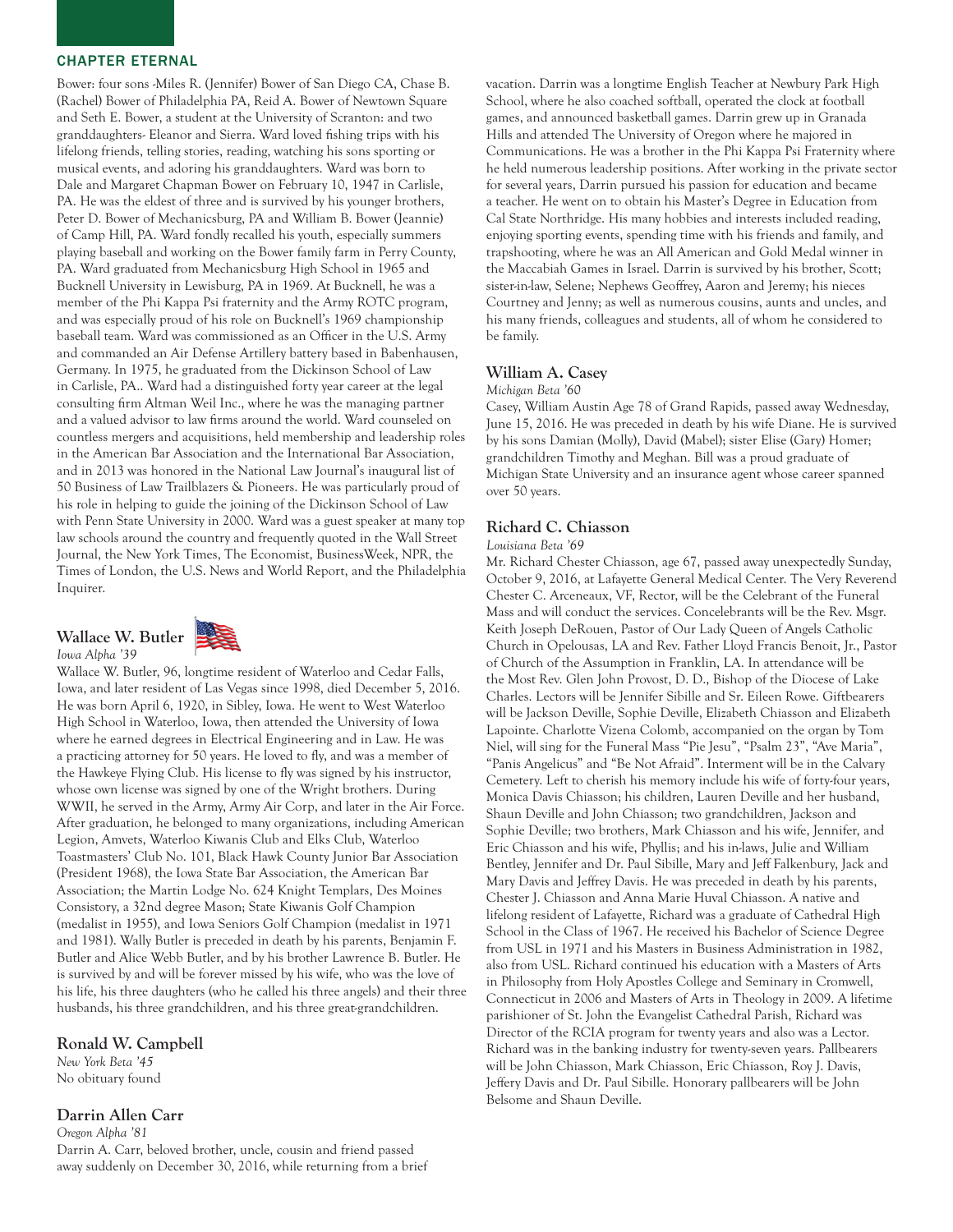## CHAPTER ETERNAL

Bower: four sons -Miles R. (Jennifer) Bower of San Diego CA, Chase B. (Rachel) Bower of Philadelphia PA, Reid A. Bower of Newtown Square and Seth E. Bower, a student at the University of Scranton: and two granddaughters- Eleanor and Sierra. Ward loved fishing trips with his lifelong friends, telling stories, reading, watching his sons sporting or musical events, and adoring his granddaughters. Ward was born to Dale and Margaret Chapman Bower on February 10, 1947 in Carlisle, PA. He was the eldest of three and is survived by his younger brothers, Peter D. Bower of Mechanicsburg, PA and William B. Bower (Jeannie) of Camp Hill, PA. Ward fondly recalled his youth, especially summers playing baseball and working on the Bower family farm in Perry County, PA. Ward graduated from Mechanicsburg High School in 1965 and Bucknell University in Lewisburg, PA in 1969. At Bucknell, he was a member of the Phi Kappa Psi fraternity and the Army ROTC program, and was especially proud of his role on Bucknell's 1969 championship baseball team. Ward was commissioned as an Officer in the U.S. Army and commanded an Air Defense Artillery battery based in Babenhausen, Germany. In 1975, he graduated from the Dickinson School of Law in Carlisle, PA.. Ward had a distinguished forty year career at the legal consulting firm Altman Weil Inc., where he was the managing partner and a valued advisor to law firms around the world. Ward counseled on countless mergers and acquisitions, held membership and leadership roles in the American Bar Association and the International Bar Association, and in 2013 was honored in the National Law Journal's inaugural list of 50 Business of Law Trailblazers & Pioneers. He was particularly proud of his role in helping to guide the joining of the Dickinson School of Law with Penn State University in 2000. Ward was a guest speaker at many top law schools around the country and frequently quoted in the Wall Street Journal, the New York Times, The Economist, BusinessWeek, NPR, the Times of London, the U.S. News and World Report, and the Philadelphia Inquirer.

### Wallace W. Butler

*Iowa Alpha '39*

Wallace W. Butler, 96, longtime resident of Waterloo and Cedar Falls, Iowa, and later resident of Las Vegas since 1998, died December 5, 2016. He was born April 6, 1920, in Sibley, Iowa. He went to West Waterloo High School in Waterloo, Iowa, then attended the University of Iowa where he earned degrees in Electrical Engineering and in Law. He was a practicing attorney for 50 years. He loved to fly, and was a member of the Hawkeye Flying Club. His license to fly was signed by his instructor, whose own license was signed by one of the Wright brothers. During WWII, he served in the Army, Army Air Corp, and later in the Air Force. After graduation, he belonged to many organizations, including American Legion, Amvets, Waterloo Kiwanis Club and Elks Club, Waterloo Toastmasters' Club No. 101, Black Hawk County Junior Bar Association (President 1968), the Iowa State Bar Association, the American Bar Association; the Martin Lodge No. 624 Knight Templars, Des Moines Consistory, a 32nd degree Mason; State Kiwanis Golf Champion (medalist in 1955), and Iowa Seniors Golf Champion (medalist in 1971 and 1981). Wally Butler is preceded in death by his parents, Benjamin F. Butler and Alice Webb Butler, and by his brother Lawrence B. Butler. He is survived by and will be forever missed by his wife, who was the love of his life, his three daughters (who he called his three angels) and their three husbands, his three grandchildren, and his three great-grandchildren.

### Ronald W. Campbell

*New York Beta '45*

No obituary found

### Darrin Allen Carr

*Oregon Alpha '81*

Darrin A. Carr, beloved brother, uncle, cousin and friend passed away suddenly on December 30, 2016, while returning from a brief vacation. Darrin was a longtime English Teacher at Newbury Park High School, where he also coached softball, operated the clock at football games, and announced basketball games. Darrin grew up in Granada Hills and attended The University of Oregon where he majored in Communications. He was a brother in the Phi Kappa Psi Fraternity where he held numerous leadership positions. After working in the private sector for several years, Darrin pursued his passion for education and became a teacher. He went on to obtain his Master's Degree in Education from Cal State Northridge. His many hobbies and interests included reading, enjoying sporting events, spending time with his friends and family, and trapshooting, where he was an All American and Gold Medal winner in the Maccabiah Games in Israel. Darrin is survived by his brother, Scott; sister-in-law, Selene; Nephews Geoffrey, Aaron and Jeremy; his nieces Courtney and Jenny; as well as numerous cousins, aunts and uncles, and his many friends, colleagues and students, all of whom he considered to be family.

### William A. Casey

*Michigan Beta '60*

Casey, William Austin Age 78 of Grand Rapids, passed away Wednesday, June 15, 2016. He was preceded in death by his wife Diane. He is survived by his sons Damian (Molly), David (Mabel); sister Elise (Gary) Homer; grandchildren Timothy and Meghan. Bill was a proud graduate of Michigan State University and an insurance agent whose career spanned over 50 years.

### Richard C. Chiasson

*Louisiana Beta '69*

Mr. Richard Chester Chiasson, age 67, passed away unexpectedly Sunday, October 9, 2016, at Lafayette General Medical Center. The Very Reverend Chester C. Arceneaux, VF, Rector, will be the Celebrant of the Funeral Mass and will conduct the services. Concelebrants will be the Rev. Msgr. Keith Joseph DeRouen, Pastor of Our Lady Queen of Angels Catholic Church in Opelousas, LA and Rev. Father Lloyd Francis Benoit, Jr., Pastor of Church of the Assumption in Franklin, LA. In attendance will be the Most Rev. Glen John Provost, D. D., Bishop of the Diocese of Lake Charles. Lectors will be Jennifer Sibille and Sr. Eileen Rowe. Giftbearers will be Jackson Deville, Sophie Deville, Elizabeth Chiasson and Elizabeth Lapointe. Charlotte Vizena Colomb, accompanied on the organ by Tom Niel, will sing for the Funeral Mass "Pie Jesu", "Psalm 23", "Ave Maria", "Panis Angelicus" and "Be Not Afraid". Interment will be in the Calvary Cemetery. Left to cherish his memory include his wife of forty-four years, Monica Davis Chiasson; his children, Lauren Deville and her husband, Shaun Deville and John Chiasson; two grandchildren, Jackson and Sophie Deville; two brothers, Mark Chiasson and his wife, Jennifer, and Eric Chiasson and his wife, Phyllis; and his in-laws, Julie and William Bentley, Jennifer and Dr. Paul Sibille, Mary and Jeff Falkenbury, Jack and Mary Davis and Jeffrey Davis. He was preceded in death by his parents, Chester J. Chiasson and Anna Marie Huval Chiasson. A native and lifelong resident of Lafayette, Richard was a graduate of Cathedral High School in the Class of 1967. He received his Bachelor of Science Degree from USL in 1971 and his Masters in Business Administration in 1982, also from USL. Richard continued his education with a Masters of Arts in Philosophy from Holy Apostles College and Seminary in Cromwell, Connecticut in 2006 and Masters of Arts in Theology in 2009. A lifetime parishioner of St. John the Evangelist Cathedral Parish, Richard was Director of the RCIA program for twenty years and also was a Lector. Richard was in the banking industry for twenty-seven years. Pallbearers will be John Chiasson, Mark Chiasson, Eric Chiasson, Roy J. Davis, Jeffery Davis and Dr. Paul Sibille. Honorary pallbearers will be John Belsome and Shaun Deville.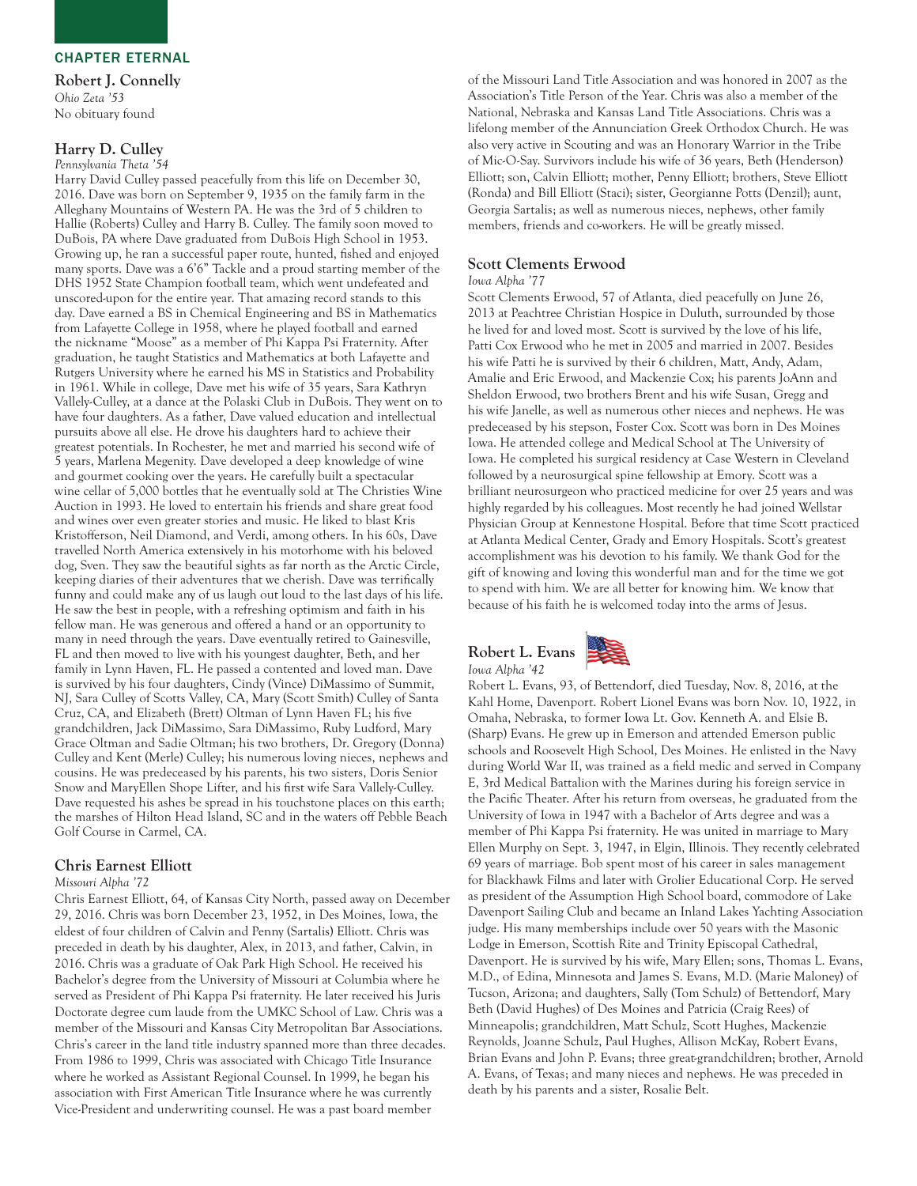## CHAPTER ETERNAL

### Robert J. Connelly

*Ohio Zeta '53*
No obituary found

### Harry D. Culley

*Pennsylvania Theta '54*

Harry David Culley passed peacefully from this life on December 30, 2016. Dave was born on September 9, 1935 on the family farm in the Alleghany Mountains of Western PA. He was the 3rd of 5 children to Hallie (Roberts) Culley and Harry B. Culley. The family soon moved to DuBois, PA where Dave graduated from DuBois High School in 1953. Growing up, he ran a successful paper route, hunted, fished and enjoyed many sports. Dave was a 6'6" Tackle and a proud starting member of the DHS 1952 State Champion football team, which went undefeated and unscored-upon for the entire year. That amazing record stands to this day. Dave earned a BS in Chemical Engineering and BS in Mathematics from Lafayette College in 1958, where he played football and earned the nickname "Moose" as a member of Phi Kappa Psi Fraternity. After graduation, he taught Statistics and Mathematics at both Lafayette and Rutgers University where he earned his MS in Statistics and Probability in 1961. While in college, Dave met his wife of 35 years, Sara Kathryn Vallely-Culley, at a dance at the Polaski Club in DuBois. They went on to have four daughters. As a father, Dave valued education and intellectual pursuits above all else. He drove his daughters hard to achieve their greatest potentials. In Rochester, he met and married his second wife of 5 years, Marlena Megenity. Dave developed a deep knowledge of wine and gourmet cooking over the years. He carefully built a spectacular wine cellar of 5,000 bottles that he eventually sold at The Christies Wine Auction in 1993. He loved to entertain his friends and share great food and wines over even greater stories and music. He liked to blast Kris Kristofferson, Neil Diamond, and Verdi, among others. In his 60s, Dave travelled North America extensively in his motorhome with his beloved dog, Sven. They saw the beautiful sights as far north as the Arctic Circle, keeping diaries of their adventures that we cherish. Dave was terrifically funny and could make any of us laugh out loud to the last days of his life. He saw the best in people, with a refreshing optimism and faith in his fellow man. He was generous and offered a hand or an opportunity to many in need through the years. Dave eventually retired to Gainesville, FL and then moved to live with his youngest daughter, Beth, and her family in Lynn Haven, FL. He passed a contented and loved man. Dave is survived by his four daughters, Cindy (Vince) DiMassimo of Summit, NJ, Sara Culley of Scotts Valley, CA, Mary (Scott Smith) Culley of Santa Cruz, CA, and Elizabeth (Brett) Oltman of Lynn Haven FL; his five grandchildren, Jack DiMassimo, Sara DiMassimo, Ruby Ludford, Mary Grace Oltman and Sadie Oltman; his two brothers, Dr. Gregory (Donna) Culley and Kent (Merle) Culley; his numerous loving nieces, nephews and cousins. He was predeceased by his parents, his two sisters, Doris Senior Snow and MaryEllen Shope Lifter, and his first wife Sara Vallely-Culley. Dave requested his ashes be spread in his touchstone places on this earth; the marshes of Hilton Head Island, SC and in the waters off Pebble Beach Golf Course in Carmel, CA.

### Chris Earnest Elliott

*Missouri Alpha '72*

Chris Earnest Elliott, 64, of Kansas City North, passed away on December 29, 2016. Chris was born December 23, 1952, in Des Moines, Iowa, the eldest of four children of Calvin and Penny (Sartalis) Elliott. Chris was preceded in death by his daughter, Alex, in 2013, and father, Calvin, in 2016. Chris was a graduate of Oak Park High School. He received his Bachelor's degree from the University of Missouri at Columbia where he served as President of Phi Kappa Psi fraternity. He later received his Juris Doctorate degree cum laude from the UMKC School of Law. Chris was a member of the Missouri and Kansas City Metropolitan Bar Associations. Chris's career in the land title industry spanned more than three decades. From 1986 to 1999, Chris was associated with Chicago Title Insurance where he worked as Assistant Regional Counsel. In 1999, he began his association with First American Title Insurance where he was currently Vice-President and underwriting counsel. He was a past board member of the Missouri Land Title Association and was honored in 2007 as the Association's Title Person of the Year. Chris was also a member of the National, Nebraska and Kansas Land Title Associations. Chris was a lifelong member of the Annunciation Greek Orthodox Church. He was also very active in Scouting and was an Honorary Warrior in the Tribe of Mic-O-Say. Survivors include his wife of 36 years, Beth (Henderson) Elliott; son, Calvin Elliott; mother, Penny Elliott; brothers, Steve Elliott (Ronda) and Bill Elliott (Staci); sister, Georgianne Potts (Denzil); aunt, Georgia Sartalis; as well as numerous nieces, nephews, other family members, friends and co-workers. He will be greatly missed.

### Scott Clements Erwood

*Iowa Alpha '77*

Scott Clements Erwood, 57 of Atlanta, died peacefully on June 26, 2013 at Peachtree Christian Hospice in Duluth, surrounded by those he lived for and loved most. Scott is survived by the love of his life, Patti Cox Erwood who he met in 2005 and married in 2007. Besides his wife Patti he is survived by their 6 children, Matt, Andy, Adam, Amalie and Eric Erwood, and Mackenzie Cox; his parents JoAnn and Sheldon Erwood, two brothers Brent and his wife Susan, Gregg and his wife Janelle, as well as numerous other nieces and nephews. He was predeceased by his stepson, Foster Cox. Scott was born in Des Moines Iowa. He attended college and Medical School at The University of Iowa. He completed his surgical residency at Case Western in Cleveland followed by a neurosurgical spine fellowship at Emory. Scott was a brilliant neurosurgeon who practiced medicine for over 25 years and was highly regarded by his colleagues. Most recently he had joined Wellstar Physician Group at Kennestone Hospital. Before that time Scott practiced at Atlanta Medical Center, Grady and Emory Hospitals. Scott's greatest accomplishment was his devotion to his family. We thank God for the gift of knowing and loving this wonderful man and for the time we got to spend with him. We are all better for knowing him. We know that because of his faith he is welcomed today into the arms of Jesus.

### Robert L. Evans

*Iowa Alpha '42*

Robert L. Evans, 93, of Bettendorf, died Tuesday, Nov. 8, 2016, at the Kahl Home, Davenport. Robert Lionel Evans was born Nov. 10, 1922, in Omaha, Nebraska, to former Iowa Lt. Gov. Kenneth A. and Elsie B. (Sharp) Evans. He grew up in Emerson and attended Emerson public schools and Roosevelt High School, Des Moines. He enlisted in the Navy during World War II, was trained as a field medic and served in Company E, 3rd Medical Battalion with the Marines during his foreign service in the Pacific Theater. After his return from overseas, he graduated from the University of Iowa in 1947 with a Bachelor of Arts degree and was a member of Phi Kappa Psi fraternity. He was united in marriage to Mary Ellen Murphy on Sept. 3, 1947, in Elgin, Illinois. They recently celebrated 69 years of marriage. Bob spent most of his career in sales management for Blackhawk Films and later with Grolier Educational Corp. He served as president of the Assumption High School board, commodore of Lake Davenport Sailing Club and became an Inland Lakes Yachting Association judge. His many memberships include over 50 years with the Masonic Lodge in Emerson, Scottish Rite and Trinity Episcopal Cathedral, Davenport. He is survived by his wife, Mary Ellen; sons, Thomas L. Evans, M.D., of Edina, Minnesota and James S. Evans, M.D. (Marie Maloney) of Tucson, Arizona; and daughters, Sally (Tom Schulz) of Bettendorf, Mary Beth (David Hughes) of Des Moines and Patricia (Craig Rees) of Minneapolis; grandchildren, Matt Schulz, Scott Hughes, Mackenzie Reynolds, Joanne Schulz, Paul Hughes, Allison McKay, Robert Evans, Brian Evans and John P. Evans; three great-grandchildren; brother, Arnold A. Evans, of Texas; and many nieces and nephews. He was preceded in death by his parents and a sister, Rosalie Belt.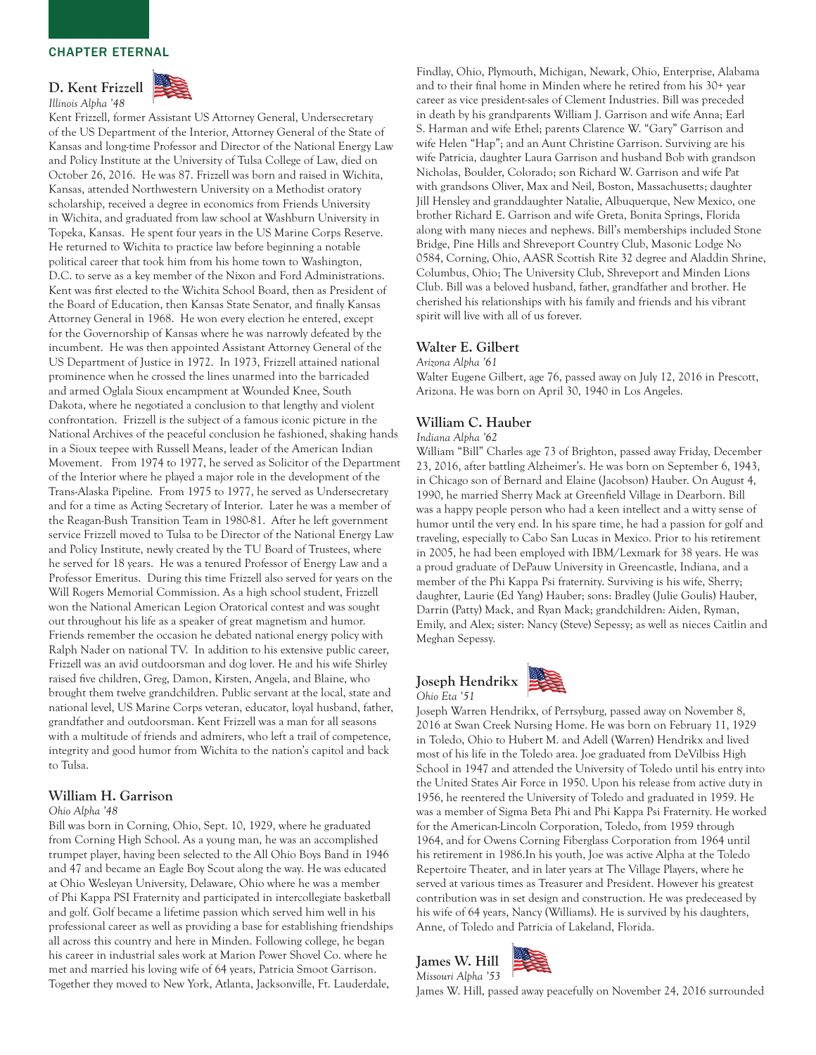## CHAPTER ETERNAL

### D. Kent Frizzell

*Illinois Alpha '48*

Kent Frizzell, former Assistant US Attorney General, Undersecretary of the US Department of the Interior, Attorney General of the State of Kansas and long-time Professor and Director of the National Energy Law and Policy Institute at the University of Tulsa College of Law, died on October 26, 2016. He was 87. Frizzell was born and raised in Wichita, Kansas, attended Northwestern University on a Methodist oratory scholarship, received a degree in economics from Friends University in Wichita, and graduated from law school at Washburn University in Topeka, Kansas. He spent four years in the US Marine Corps Reserve. He returned to Wichita to practice law before beginning a notable political career that took him from his home town to Washington, D.C. to serve as a key member of the Nixon and Ford Administrations. Kent was first elected to the Wichita School Board, then as President of the Board of Education, then Kansas State Senator, and finally Kansas Attorney General in 1968. He won every election he entered, except for the Governorship of Kansas where he was narrowly defeated by the incumbent. He was then appointed Assistant Attorney General of the US Department of Justice in 1972. In 1973, Frizzell attained national prominence when he crossed the lines unarmed into the barricaded and armed Oglala Sioux encampment at Wounded Knee, South Dakota, where he negotiated a conclusion to that lengthy and violent confrontation. Frizzell is the subject of a famous iconic picture in the National Archives of the peaceful conclusion he fashioned, shaking hands in a Sioux teepee with Russell Means, leader of the American Indian Movement. From 1974 to 1977, he served as Solicitor of the Department of the Interior where he played a major role in the development of the Trans-Alaska Pipeline. From 1975 to 1977, he served as Undersecretary and for a time as Acting Secretary of Interior. Later he was a member of the Reagan-Bush Transition Team in 1980-81. After he left government service Frizzell moved to Tulsa to be Director of the National Energy Law and Policy Institute, newly created by the TU Board of Trustees, where he served for 18 years. He was a tenured Professor of Energy Law and a Professor Emeritus. During this time Frizzell also served for years on the Will Rogers Memorial Commission. As a high school student, Frizzell won the National American Legion Oratorical contest and was sought out throughout his life as a speaker of great magnetism and humor. Friends remember the occasion he debated national energy policy with Ralph Nader on national TV. In addition to his extensive public career, Frizzell was an avid outdoorsman and dog lover. He and his wife Shirley raised five children, Greg, Damon, Kirsten, Angela, and Blaine, who brought them twelve grandchildren. Public servant at the local, state and national level, US Marine Corps veteran, educator, loyal husband, father, grandfather and outdoorsman. Kent Frizzell was a man for all seasons with a multitude of friends and admirers, who left a trail of competence, integrity and good humor from Wichita to the nation's capitol and back to Tulsa.

### William H. Garrison

*Ohio Alpha '48*

Bill was born in Corning, Ohio, Sept. 10, 1929, where he graduated from Corning High School. As a young man, he was an accomplished trumpet player, having been selected to the All Ohio Boys Band in 1946 and 47 and became an Eagle Boy Scout along the way. He was educated at Ohio Wesleyan University, Delaware, Ohio where he was a member of Phi Kappa PSI Fraternity and participated in intercollegiate basketball and golf. Golf became a lifetime passion which served him well in his professional career as well as providing a base for establishing friendships all across this country and here in Minden. Following college, he began his career in industrial sales work at Marion Power Shovel Co. where he met and married his loving wife of 64 years, Patricia Smoot Garrison. Together they moved to New York, Atlanta, Jacksonville, Ft. Lauderdale, Findlay, Ohio, Plymouth, Michigan, Newark, Ohio, Enterprise, Alabama and to their final home in Minden where he retired from his 30+ year career as vice president-sales of Clement Industries. Bill was preceded in death by his grandparents William J. Garrison and wife Anna; Earl S. Harman and wife Ethel; parents Clarence W. "Gary" Garrison and wife Helen "Hap"; and an Aunt Christine Garrison. Surviving are his wife Patricia, daughter Laura Garrison and husband Bob with grandson Nicholas, Boulder, Colorado; son Richard W. Garrison and wife Pat with grandsons Oliver, Max and Neil, Boston, Massachusetts; daughter Jill Hensley and granddaughter Natalie, Albuquerque, New Mexico, one brother Richard E. Garrison and wife Greta, Bonita Springs, Florida along with many nieces and nephews. Bill's memberships included Stone Bridge, Pine Hills and Shreveport Country Club, Masonic Lodge No 0584, Corning, Ohio, AASR Scottish Rite 32 degree and Aladdin Shrine, Columbus, Ohio; The University Club, Shreveport and Minden Lions Club. Bill was a beloved husband, father, grandfather and brother. He cherished his relationships with his family and friends and his vibrant spirit will live with all of us forever.

### Walter E. Gilbert

*Arizona Alpha '61*

Walter Eugene Gilbert, age 76, passed away on July 12, 2016 in Prescott, Arizona. He was born on April 30, 1940 in Los Angeles.

### William C. Hauber

*Indiana Alpha '62*

William "Bill" Charles age 73 of Brighton, passed away Friday, December 23, 2016, after battling Alzheimer's. He was born on September 6, 1943, in Chicago son of Bernard and Elaine (Jacobson) Hauber. On August 4, 1990, he married Sherry Mack at Greenfield Village in Dearborn. Bill was a happy people person who had a keen intellect and a witty sense of humor until the very end. In his spare time, he had a passion for golf and traveling, especially to Cabo San Lucas in Mexico. Prior to his retirement in 2005, he had been employed with IBM/Lexmark for 38 years. He was a proud graduate of DePauw University in Greencastle, Indiana, and a member of the Phi Kappa Psi fraternity. Surviving is his wife, Sherry; daughter, Laurie (Ed Yang) Hauber; sons: Bradley (Julie Goulis) Hauber, Darrin (Patty) Mack, and Ryan Mack; grandchildren: Aiden, Ryman, Emily, and Alex; sister: Nancy (Steve) Sepessy; as well as nieces Caitlin and Meghan Sepessy.

### Joseph Hendrikx

*Ohio Eta '51*

Joseph Warren Hendrikx, of Perrsyburg, passed away on November 8, 2016 at Swan Creek Nursing Home. He was born on February 11, 1929 in Toledo, Ohio to Hubert M. and Adell (Warren) Hendrikx and lived most of his life in the Toledo area. Joe graduated from DeVilbiss High School in 1947 and attended the University of Toledo until his entry into the United States Air Force in 1950. Upon his release from active duty in 1956, he reentered the University of Toledo and graduated in 1959. He was a member of Sigma Beta Phi and Phi Kappa Psi Fraternity. He worked for the American-Lincoln Corporation, Toledo, from 1959 through 1964, and for Owens Corning Fiberglass Corporation from 1964 until his retirement in 1986.In his youth, Joe was active Alpha at the Toledo Repertoire Theater, and in later years at The Village Players, where he served at various times as Treasurer and President. However his greatest contribution was in set design and construction. He was predeceased by his wife of 64 years, Nancy (Williams). He is survived by his daughters, Anne, of Toledo and Patricia of Lakeland, Florida.

### James W. Hill

*Missouri Alpha '53*

James W. Hill, passed away peacefully on November 24, 2016 surrounded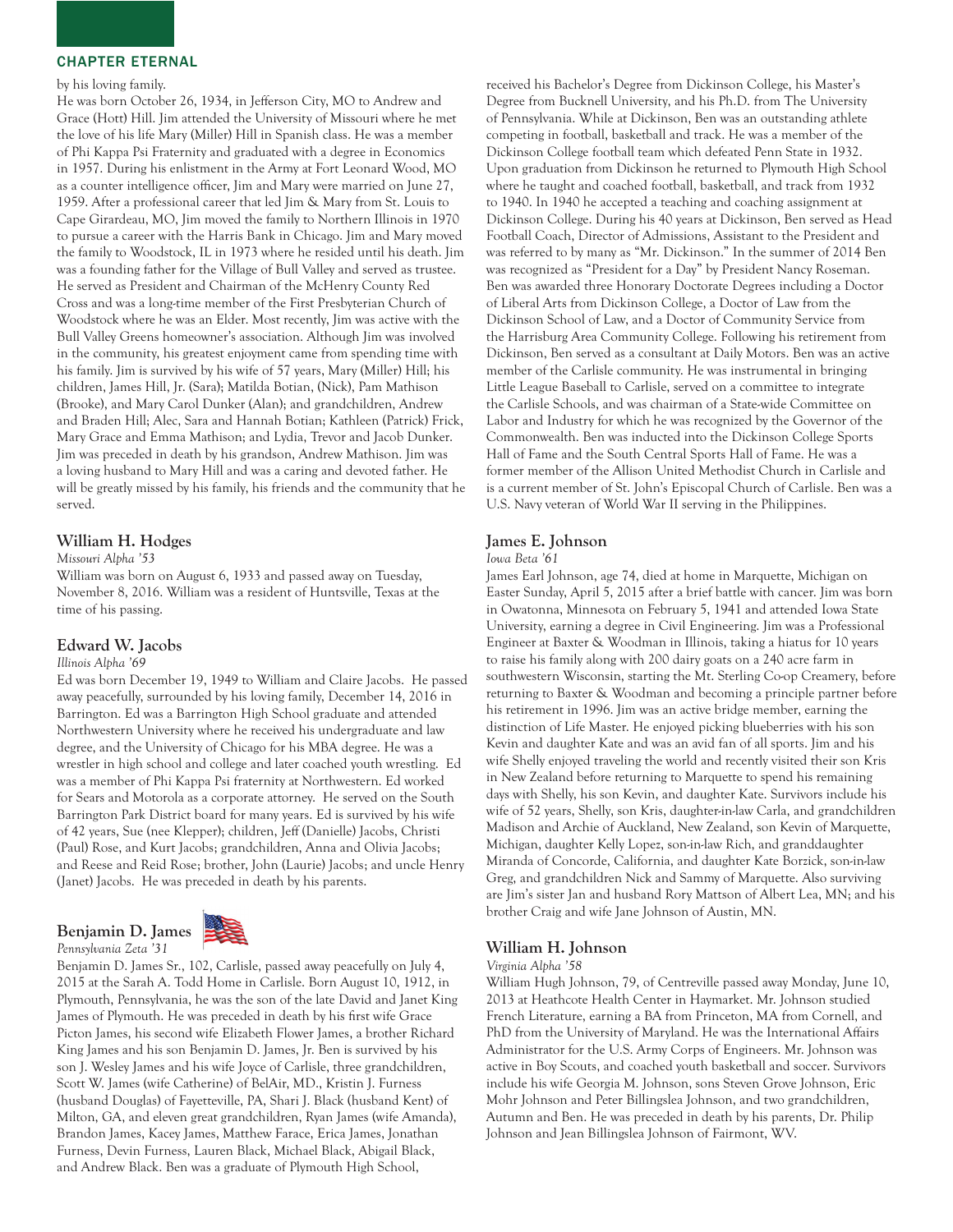by his loving family.

He was born October 26, 1934, in Jefferson City, MO to Andrew and Grace (Hott) Hill. Jim attended the University of Missouri where he met the love of his life Mary (Miller) Hill in Spanish class. He was a member of Phi Kappa Psi Fraternity and graduated with a degree in Economics in 1957. During his enlistment in the Army at Fort Leonard Wood, MO as a counter intelligence officer, Jim and Mary were married on June 27, 1959. After a professional career that led Jim & Mary from St. Louis to Cape Girardeau, MO, Jim moved the family to Northern Illinois in 1970 to pursue a career with the Harris Bank in Chicago. Jim and Mary moved the family to Woodstock, IL in 1973 where he resided until his death. Jim was a founding father for the Village of Bull Valley and served as trustee. He served as President and Chairman of the McHenry County Red Cross and was a long-time member of the First Presbyterian Church of Woodstock where he was an Elder. Most recently, Jim was active with the Bull Valley Greens homeowner's association. Although Jim was involved in the community, his greatest enjoyment came from spending time with his family. Jim is survived by his wife of 57 years, Mary (Miller) Hill; his children, James Hill, Jr. (Sara); Matilda Botian, (Nick), Pam Mathison (Brooke), and Mary Carol Dunker (Alan); and grandchildren, Andrew and Braden Hill; Alec, Sara and Hannah Botian; Kathleen (Patrick) Frick, Mary Grace and Emma Mathison; and Lydia, Trevor and Jacob Dunker. Jim was preceded in death by his grandson, Andrew Mathison. Jim was a loving husband to Mary Hill and was a caring and devoted father. He will be greatly missed by his family, his friends and the community that he served.

## William H. Hodges

*Missouri Alpha '53*

William was born on August 6, 1933 and passed away on Tuesday, November 8, 2016. William was a resident of Huntsville, Texas at the time of his passing.

## Edward W. Jacobs

*Illinois Alpha '69*

Ed was born December 19, 1949 to William and Claire Jacobs. He passed away peacefully, surrounded by his loving family, December 14, 2016 in Barrington. Ed was a Barrington High School graduate and attended Northwestern University where he received his undergraduate and law degree, and the University of Chicago for his MBA degree. He was a wrestler in high school and college and later coached youth wrestling. Ed was a member of Phi Kappa Psi fraternity at Northwestern. Ed worked for Sears and Motorola as a corporate attorney. He served on the South Barrington Park District board for many years. Ed is survived by his wife of 42 years, Sue (nee Klepper); children, Jeff (Danielle) Jacobs, Christi (Paul) Rose, and Kurt Jacobs; grandchildren, Anna and Olivia Jacobs; and Reese and Reid Rose; brother, John (Laurie) Jacobs; and uncle Henry (Janet) Jacobs. He was preceded in death by his parents.

## Benjamin D. James

*Pennsylvania Zeta '31*

Benjamin D. James Sr., 102, Carlisle, passed away peacefully on July 4, 2015 at the Sarah A. Todd Home in Carlisle. Born August 10, 1912, in Plymouth, Pennsylvania, he was the son of the late David and Janet King James of Plymouth. He was preceded in death by his first wife Grace Picton James, his second wife Elizabeth Flower James, a brother Richard King James and his son Benjamin D. James, Jr. Ben is survived by his son J. Wesley James and his wife Joyce of Carlisle, three grandchildren, Scott W. James (wife Catherine) of BelAir, MD., Kristin J. Furness (husband Douglas) of Fayetteville, PA, Shari J. Black (husband Kent) of Milton, GA, and eleven great grandchildren, Ryan James (wife Amanda), Brandon James, Kacey James, Matthew Farace, Erica James, Jonathan Furness, Devin Furness, Lauren Black, Michael Black, Abigail Black, and Andrew Black. Ben was a graduate of Plymouth High School, received his Bachelor's Degree from Dickinson College, his Master's Degree from Bucknell University, and his Ph.D. from The University of Pennsylvania. While at Dickinson, Ben was an outstanding athlete competing in football, basketball and track. He was a member of the Dickinson College football team which defeated Penn State in 1932. Upon graduation from Dickinson he returned to Plymouth High School where he taught and coached football, basketball, and track from 1932 to 1940. In 1940 he accepted a teaching and coaching assignment at Dickinson College. During his 40 years at Dickinson, Ben served as Head Football Coach, Director of Admissions, Assistant to the President and was referred to by many as "Mr. Dickinson." In the summer of 2014 Ben was recognized as "President for a Day" by President Nancy Roseman. Ben was awarded three Honorary Doctorate Degrees including a Doctor of Liberal Arts from Dickinson College, a Doctor of Law from the Dickinson School of Law, and a Doctor of Community Service from the Harrisburg Area Community College. Following his retirement from Dickinson, Ben served as a consultant at Daily Motors. Ben was an active member of the Carlisle community. He was instrumental in bringing Little League Baseball to Carlisle, served on a committee to integrate the Carlisle Schools, and was chairman of a State-wide Committee on Labor and Industry for which he was recognized by the Governor of the Commonwealth. Ben was inducted into the Dickinson College Sports Hall of Fame and the South Central Sports Hall of Fame. He was a former member of the Allison United Methodist Church in Carlisle and is a current member of St. John's Episcopal Church of Carlisle. Ben was a U.S. Navy veteran of World War II serving in the Philippines.

## James E. Johnson

*Iowa Beta '61*

James Earl Johnson, age 74, died at home in Marquette, Michigan on Easter Sunday, April 5, 2015 after a brief battle with cancer. Jim was born in Owatonna, Minnesota on February 5, 1941 and attended Iowa State University, earning a degree in Civil Engineering. Jim was a Professional Engineer at Baxter & Woodman in Illinois, taking a hiatus for 10 years to raise his family along with 200 dairy goats on a 240 acre farm in southwestern Wisconsin, starting the Mt. Sterling Co-op Creamery, before returning to Baxter & Woodman and becoming a principle partner before his retirement in 1996. Jim was an active bridge member, earning the distinction of Life Master. He enjoyed picking blueberries with his son Kevin and daughter Kate and was an avid fan of all sports. Jim and his wife Shelly enjoyed traveling the world and recently visited their son Kris in New Zealand before returning to Marquette to spend his remaining days with Shelly, his son Kevin, and daughter Kate. Survivors include his wife of 52 years, Shelly, son Kris, daughter-in-law Carla, and grandchildren Madison and Archie of Auckland, New Zealand, son Kevin of Marquette, Michigan, daughter Kelly Lopez, son-in-law Rich, and granddaughter Miranda of Concorde, California, and daughter Kate Borzick, son-in-law Greg, and grandchildren Nick and Sammy of Marquette. Also surviving are Jim's sister Jan and husband Rory Mattson of Albert Lea, MN; and his brother Craig and wife Jane Johnson of Austin, MN.

## William H. Johnson

*Virginia Alpha '58*

William Hugh Johnson, 79, of Centreville passed away Monday, June 10, 2013 at Heathcote Health Center in Haymarket. Mr. Johnson studied French Literature, earning a BA from Princeton, MA from Cornell, and PhD from the University of Maryland. He was the International Affairs Administrator for the U.S. Army Corps of Engineers. Mr. Johnson was active in Boy Scouts, and coached youth basketball and soccer. Survivors include his wife Georgia M. Johnson, sons Steven Grove Johnson, Eric Mohr Johnson and Peter Billingslea Johnson, and two grandchildren, Autumn and Ben. He was preceded in death by his parents, Dr. Philip Johnson and Jean Billingslea Johnson of Fairmont, WV.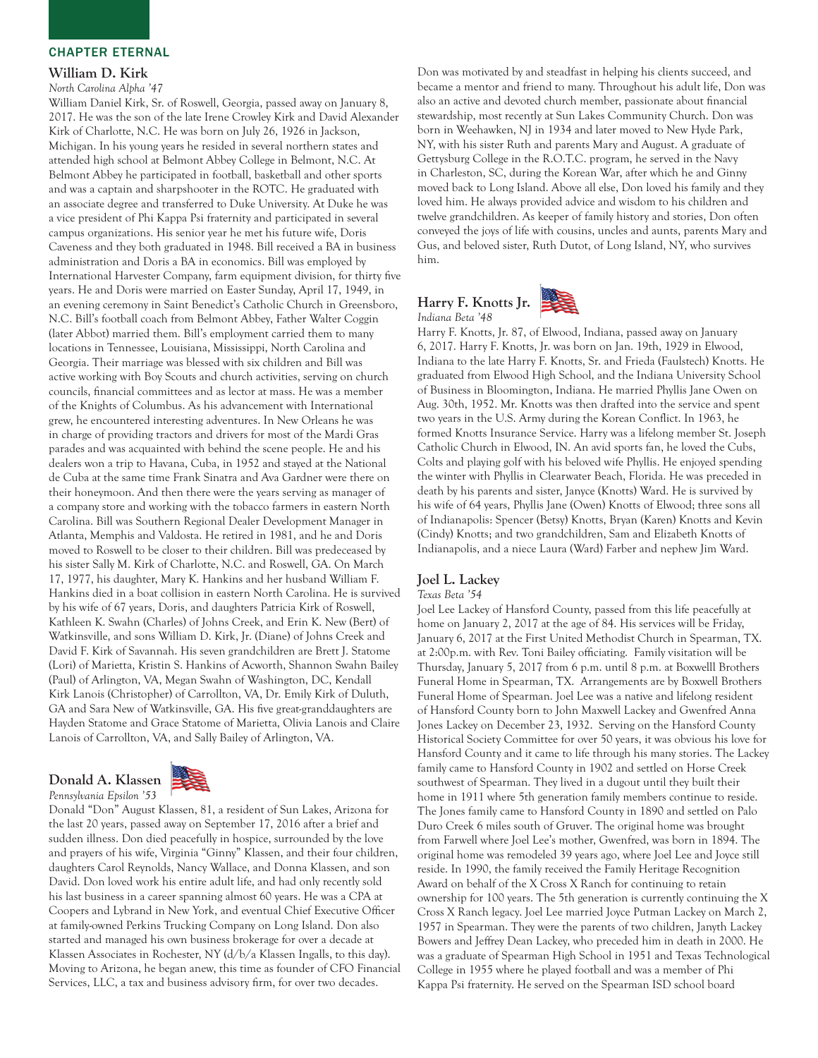## CHAPTER ETERNAL

### William D. Kirk

*North Carolina Alpha '47*

William Daniel Kirk, Sr. of Roswell, Georgia, passed away on January 8, 2017. He was the son of the late Irene Crowley Kirk and David Alexander Kirk of Charlotte, N.C. He was born on July 26, 1926 in Jackson, Michigan. In his young years he resided in several northern states and attended high school at Belmont Abbey College in Belmont, N.C. At Belmont Abbey he participated in football, basketball and other sports and was a captain and sharpshooter in the ROTC. He graduated with an associate degree and transferred to Duke University. At Duke he was a vice president of Phi Kappa Psi fraternity and participated in several campus organizations. His senior year he met his future wife, Doris Caveness and they both graduated in 1948. Bill received a BA in business administration and Doris a BA in economics. Bill was employed by International Harvester Company, farm equipment division, for thirty five years. He and Doris were married on Easter Sunday, April 17, 1949, in an evening ceremony in Saint Benedict's Catholic Church in Greensboro, N.C. Bill's football coach from Belmont Abbey, Father Walter Coggin (later Abbot) married them. Bill's employment carried them to many locations in Tennessee, Louisiana, Mississippi, North Carolina and Georgia. Their marriage was blessed with six children and Bill was active working with Boy Scouts and church activities, serving on church councils, financial committees and as lector at mass. He was a member of the Knights of Columbus. As his advancement with International grew, he encountered interesting adventures. In New Orleans he was in charge of providing tractors and drivers for most of the Mardi Gras parades and was acquainted with behind the scene people. He and his dealers won a trip to Havana, Cuba, in 1952 and stayed at the National de Cuba at the same time Frank Sinatra and Ava Gardner were there on their honeymoon. And then there were the years serving as manager of a company store and working with the tobacco farmers in eastern North Carolina. Bill was Southern Regional Dealer Development Manager in Atlanta, Memphis and Valdosta. He retired in 1981, and he and Doris moved to Roswell to be closer to their children. Bill was predeceased by his sister Sally M. Kirk of Charlotte, N.C. and Roswell, GA. On March 17, 1977, his daughter, Mary K. Hankins and her husband William F. Hankins died in a boat collision in eastern North Carolina. He is survived by his wife of 67 years, Doris, and daughters Patricia Kirk of Roswell, Kathleen K. Swahn (Charles) of Johns Creek, and Erin K. New (Bert) of Watkinsville, and sons William D. Kirk, Jr. (Diane) of Johns Creek and David F. Kirk of Savannah. His seven grandchildren are Brett J. Statome (Lori) of Marietta, Kristin S. Hankins of Acworth, Shannon Swahn Bailey (Paul) of Arlington, VA, Megan Swahn of Washington, DC, Kendall Kirk Lanois (Christopher) of Carrollton, VA, Dr. Emily Kirk of Duluth, GA and Sara New of Watkinsville, GA. His five great-granddaughters are Hayden Statome and Grace Statome of Marietta, Olivia Lanois and Claire Lanois of Carrollton, VA, and Sally Bailey of Arlington, VA.

### Donald A. Klassen

*Pennsylvania Epsilon '53*

Donald "Don" August Klassen, 81, a resident of Sun Lakes, Arizona for the last 20 years, passed away on September 17, 2016 after a brief and sudden illness. Don died peacefully in hospice, surrounded by the love and prayers of his wife, Virginia "Ginny" Klassen, and their four children, daughters Carol Reynolds, Nancy Wallace, and Donna Klassen, and son David. Don loved work his entire adult life, and had only recently sold his last business in a career spanning almost 60 years. He was a CPA at Coopers and Lybrand in New York, and eventual Chief Executive Officer at family-owned Perkins Trucking Company on Long Island. Don also started and managed his own business brokerage for over a decade at Klassen Associates in Rochester, NY (d/b/a Klassen Ingalls, to this day). Moving to Arizona, he began anew, this time as founder of CFO Financial Services, LLC, a tax and business advisory firm, for over two decades. Don was motivated by and steadfast in helping his clients succeed, and became a mentor and friend to many. Throughout his adult life, Don was also an active and devoted church member, passionate about financial stewardship, most recently at Sun Lakes Community Church. Don was born in Weehawken, NJ in 1934 and later moved to New Hyde Park, NY, with his sister Ruth and parents Mary and August. A graduate of Gettysburg College in the R.O.T.C. program, he served in the Navy in Charleston, SC, during the Korean War, after which he and Ginny moved back to Long Island. Above all else, Don loved his family and they loved him. He always provided advice and wisdom to his children and twelve grandchildren. As keeper of family history and stories, Don often conveyed the joys of life with cousins, uncles and aunts, parents Mary and Gus, and beloved sister, Ruth Dutot, of Long Island, NY, who survives him.

### Harry F. Knotts Jr.

*Indiana Beta '48*

Harry F. Knotts, Jr. 87, of Elwood, Indiana, passed away on January 6, 2017. Harry F. Knotts, Jr. was born on Jan. 19th, 1929 in Elwood, Indiana to the late Harry F. Knotts, Sr. and Frieda (Faulstech) Knotts. He graduated from Elwood High School, and the Indiana University School of Business in Bloomington, Indiana. He married Phyllis Jane Owen on Aug. 30th, 1952. Mr. Knotts was then drafted into the service and spent two years in the U.S. Army during the Korean Conflict. In 1963, he formed Knotts Insurance Service. Harry was a lifelong member St. Joseph Catholic Church in Elwood, IN. An avid sports fan, he loved the Cubs, Colts and playing golf with his beloved wife Phyllis. He enjoyed spending the winter with Phyllis in Clearwater Beach, Florida. He was preceded in death by his parents and sister, Janyce (Knotts) Ward. He is survived by his wife of 64 years, Phyllis Jane (Owen) Knotts of Elwood; three sons all of Indianapolis: Spencer (Betsy) Knotts, Bryan (Karen) Knotts and Kevin (Cindy) Knotts; and two grandchildren, Sam and Elizabeth Knotts of Indianapolis, and a niece Laura (Ward) Farber and nephew Jim Ward.

### Joel L. Lackey

*Texas Beta '54*

Joel Lee Lackey of Hansford County, passed from this life peacefully at home on January 2, 2017 at the age of 84. His services will be Friday, January 6, 2017 at the First United Methodist Church in Spearman, TX. at 2:00p.m. with Rev. Toni Bailey officiating. Family visitation will be Thursday, January 5, 2017 from 6 p.m. until 8 p.m. at Boxwelll Brothers Funeral Home in Spearman, TX. Arrangements are by Boxwell Brothers Funeral Home of Spearman. Joel Lee was a native and lifelong resident of Hansford County born to John Maxwell Lackey and Gwenfred Anna Jones Lackey on December 23, 1932. Serving on the Hansford County Historical Society Committee for over 50 years, it was obvious his love for Hansford County and it came to life through his many stories. The Lackey family came to Hansford County in 1902 and settled on Horse Creek southwest of Spearman. They lived in a dugout until they built their home in 1911 where 5th generation family members continue to reside. The Jones family came to Hansford County in 1890 and settled on Palo Duro Creek 6 miles south of Gruver. The original home was brought from Farwell where Joel Lee's mother, Gwenfred, was born in 1894. The original home was remodeled 39 years ago, where Joel Lee and Joyce still reside. In 1990, the family received the Family Heritage Recognition Award on behalf of the X Cross X Ranch for continuing to retain ownership for 100 years. The 5th generation is currently continuing the X Cross X Ranch legacy. Joel Lee married Joyce Putman Lackey on March 2, 1957 in Spearman. They were the parents of two children, Janyth Lackey Bowers and Jeffrey Dean Lackey, who preceded him in death in 2000. He was a graduate of Spearman High School in 1951 and Texas Technological College in 1955 where he played football and was a member of Phi Kappa Psi fraternity. He served on the Spearman ISD school board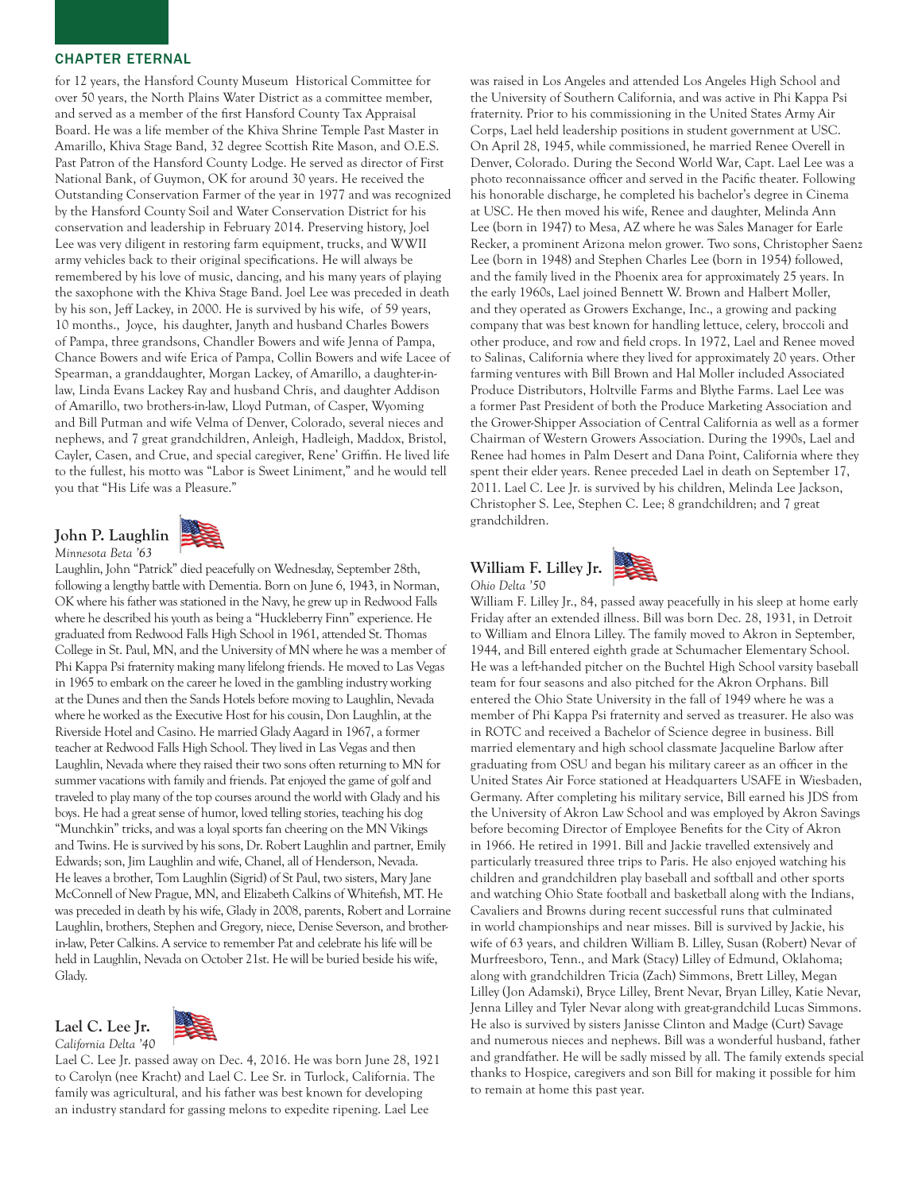## CHAPTER ETERNAL

for 12 years, the Hansford County Museum Historical Committee for over 50 years, the North Plains Water District as a committee member, and served as a member of the first Hansford County Tax Appraisal Board. He was a life member of the Khiva Shrine Temple Past Master in Amarillo, Khiva Stage Band, 32 degree Scottish Rite Mason, and O.E.S. Past Patron of the Hansford County Lodge. He served as director of First National Bank, of Guymon, OK for around 30 years. He received the Outstanding Conservation Farmer of the year in 1977 and was recognized by the Hansford County Soil and Water Conservation District for his conservation and leadership in February 2014. Preserving history, Joel Lee was very diligent in restoring farm equipment, trucks, and WWII army vehicles back to their original specifications. He will always be remembered by his love of music, dancing, and his many years of playing the saxophone with the Khiva Stage Band. Joel Lee was preceded in death by his son, Jeff Lackey, in 2000. He is survived by his wife, of 59 years, 10 months., Joyce, his daughter, Janyth and husband Charles Bowers of Pampa, three grandsons, Chandler Bowers and wife Jenna of Pampa, Chance Bowers and wife Erica of Pampa, Collin Bowers and wife Lacee of Spearman, a granddaughter, Morgan Lackey, of Amarillo, a daughter-in-law, Linda Evans Lackey Ray and husband Chris, and daughter Addison of Amarillo, two brothers-in-law, Lloyd Putman, of Casper, Wyoming and Bill Putman and wife Velma of Denver, Colorado, several nieces and nephews, and 7 great grandchildren, Anleigh, Hadleigh, Maddox, Bristol, Cayler, Casen, and Crue, and special caregiver, Rene' Griffin. He lived life to the fullest, his motto was "Labor is Sweet Liniment," and he would tell you that "His Life was a Pleasure."

### John P. Laughlin

*Minnesota Beta '63*

Laughlin, John "Patrick" died peacefully on Wednesday, September 28th, following a lengthy battle with Dementia. Born on June 6, 1943, in Norman, OK where his father was stationed in the Navy, he grew up in Redwood Falls where he described his youth as being a "Huckleberry Finn" experience. He graduated from Redwood Falls High School in 1961, attended St. Thomas College in St. Paul, MN, and the University of MN where he was a member of Phi Kappa Psi fraternity making many lifelong friends. He moved to Las Vegas in 1965 to embark on the career he loved in the gambling industry working at the Dunes and then the Sands Hotels before moving to Laughlin, Nevada where he worked as the Executive Host for his cousin, Don Laughlin, at the Riverside Hotel and Casino. He married Glady Aagard in 1967, a former teacher at Redwood Falls High School. They lived in Las Vegas and then Laughlin, Nevada where they raised their two sons often returning to MN for summer vacations with family and friends. Pat enjoyed the game of golf and traveled to play many of the top courses around the world with Glady and his boys. He had a great sense of humor, loved telling stories, teaching his dog "Munchkin" tricks, and was a loyal sports fan cheering on the MN Vikings and Twins. He is survived by his sons, Dr. Robert Laughlin and partner, Emily Edwards; son, Jim Laughlin and wife, Chanel, all of Henderson, Nevada. He leaves a brother, Tom Laughlin (Sigrid) of St Paul, two sisters, Mary Jane McConnell of New Prague, MN, and Elizabeth Calkins of Whitefish, MT. He was preceded in death by his wife, Glady in 2008, parents, Robert and Lorraine Laughlin, brothers, Stephen and Gregory, niece, Denise Severson, and brother-in-law, Peter Calkins. A service to remember Pat and celebrate his life will be held in Laughlin, Nevada on October 21st. He will be buried beside his wife, Glady.

### Lael C. Lee Jr.

*California Delta '40*

Lael C. Lee Jr. passed away on Dec. 4, 2016. He was born June 28, 1921 to Carolyn (nee Kracht) and Lael C. Lee Sr. in Turlock, California. The family was agricultural, and his father was best known for developing an industry standard for gassing melons to expedite ripening. Lael Lee was raised in Los Angeles and attended Los Angeles High School and the University of Southern California, and was active in Phi Kappa Psi fraternity. Prior to his commissioning in the United States Army Air Corps, Lael held leadership positions in student government at USC. On April 28, 1945, while commissioned, he married Renee Overell in Denver, Colorado. During the Second World War, Capt. Lael Lee was a photo reconnaissance officer and served in the Pacific theater. Following his honorable discharge, he completed his bachelor's degree in Cinema at USC. He then moved his wife, Renee and daughter, Melinda Ann Lee (born in 1947) to Mesa, AZ where he was Sales Manager for Earle Recker, a prominent Arizona melon grower. Two sons, Christopher Saenz Lee (born in 1948) and Stephen Charles Lee (born in 1954) followed, and the family lived in the Phoenix area for approximately 25 years. In the early 1960s, Lael joined Bennett W. Brown and Halbert Moller, and they operated as Growers Exchange, Inc., a growing and packing company that was best known for handling lettuce, celery, broccoli and other produce, and row and field crops. In 1972, Lael and Renee moved to Salinas, California where they lived for approximately 20 years. Other farming ventures with Bill Brown and Hal Moller included Associated Produce Distributors, Holtville Farms and Blythe Farms. Lael Lee was a former Past President of both the Produce Marketing Association and the Grower-Shipper Association of Central California as well as a former Chairman of Western Growers Association. During the 1990s, Lael and Renee had homes in Palm Desert and Dana Point, California where they spent their elder years. Renee preceded Lael in death on September 17, 2011. Lael C. Lee Jr. is survived by his children, Melinda Lee Jackson, Christopher S. Lee, Stephen C. Lee; 8 grandchildren; and 7 great grandchildren.

### William F. Lilley Jr.

*Ohio Delta '50*

William F. Lilley Jr., 84, passed away peacefully in his sleep at home early Friday after an extended illness. Bill was born Dec. 28, 1931, in Detroit to William and Elnora Lilley. The family moved to Akron in September, 1944, and Bill entered eighth grade at Schumacher Elementary School. He was a left-handed pitcher on the Buchtel High School varsity baseball team for four seasons and also pitched for the Akron Orphans. Bill entered the Ohio State University in the fall of 1949 where he was a member of Phi Kappa Psi fraternity and served as treasurer. He also was in ROTC and received a Bachelor of Science degree in business. Bill married elementary and high school classmate Jacqueline Barlow after graduating from OSU and began his military career as an officer in the United States Air Force stationed at Headquarters USAFE in Wiesbaden, Germany. After completing his military service, Bill earned his JDS from the University of Akron Law School and was employed by Akron Savings before becoming Director of Employee Benefits for the City of Akron in 1966. He retired in 1991. Bill and Jackie travelled extensively and particularly treasured three trips to Paris. He also enjoyed watching his children and grandchildren play baseball and softball and other sports and watching Ohio State football and basketball along with the Indians, Cavaliers and Browns during recent successful runs that culminated in world championships and near misses. Bill is survived by Jackie, his wife of 63 years, and children William B. Lilley, Susan (Robert) Nevar of Murfreesboro, Tenn., and Mark (Stacy) Lilley of Edmund, Oklahoma; along with grandchildren Tricia (Zach) Simmons, Brett Lilley, Megan Lilley (Jon Adamski), Bryce Lilley, Brent Nevar, Bryan Lilley, Katie Nevar, Jenna Lilley and Tyler Nevar along with great-grandchild Lucas Simmons. He also is survived by sisters Janisse Clinton and Madge (Curt) Savage and numerous nieces and nephews. Bill was a wonderful husband, father and grandfather. He will be sadly missed by all. The family extends special thanks to Hospice, caregivers and son Bill for making it possible for him to remain at home this past year.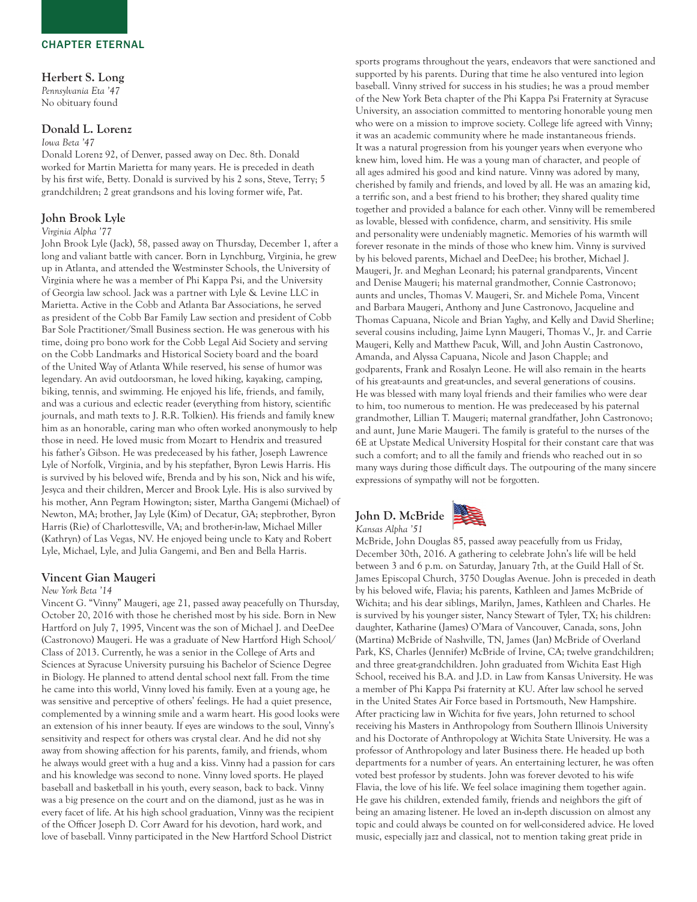## CHAPTER ETERNAL

### Herbert S. Long

*Pennsylvania Eta '47*
No obituary found

### Donald L. Lorenz

*Iowa Beta '47*
Donald Lorenz 92, of Denver, passed away on Dec. 8th. Donald worked for Martin Marietta for many years. He is preceded in death by his first wife, Betty. Donald is survived by his 2 sons, Steve, Terry; 5 grandchildren; 2 great grandsons and his loving former wife, Pat.

### John Brook Lyle

*Virginia Alpha '77*
John Brook Lyle (Jack), 58, passed away on Thursday, December 1, after a long and valiant battle with cancer. Born in Lynchburg, Virginia, he grew up in Atlanta, and attended the Westminster Schools, the University of Virginia where he was a member of Phi Kappa Psi, and the University of Georgia law school. Jack was a partner with Lyle & Levine LLC in Marietta. Active in the Cobb and Atlanta Bar Associations, he served as president of the Cobb Bar Family Law section and president of Cobb Bar Sole Practitioner/Small Business section. He was generous with his time, doing pro bono work for the Cobb Legal Aid Society and serving on the Cobb Landmarks and Historical Society board and the board of the United Way of Atlanta While reserved, his sense of humor was legendary. An avid outdoorsman, he loved hiking, kayaking, camping, biking, tennis, and swimming. He enjoyed his life, friends, and family, and was a curious and eclectic reader (everything from history, scientific journals, and math texts to J. R.R. Tolkien). His friends and family knew him as an honorable, caring man who often worked anonymously to help those in need. He loved music from Mozart to Hendrix and treasured his father's Gibson. He was predeceased by his father, Joseph Lawrence Lyle of Norfolk, Virginia, and by his stepfather, Byron Lewis Harris. His is survived by his beloved wife, Brenda and by his son, Nick and his wife, Jesyca and their children, Mercer and Brook Lyle. His is also survived by his mother, Ann Pegram Howington; sister, Martha Gangemi (Michael) of Newton, MA; brother, Jay Lyle (Kim) of Decatur, GA; stepbrother, Byron Harris (Rie) of Charlottesville, VA; and brother-in-law, Michael Miller (Kathryn) of Las Vegas, NV. He enjoyed being uncle to Katy and Robert Lyle, Michael, Lyle, and Julia Gangemi, and Ben and Bella Harris.

### Vincent Gian Maugeri

*New York Beta '14*
Vincent G. "Vinny" Maugeri, age 21, passed away peacefully on Thursday, October 20, 2016 with those he cherished most by his side. Born in New Hartford on July 7, 1995, Vincent was the son of Michael J. and DeeDee (Castronovo) Maugeri. He was a graduate of New Hartford High School/ Class of 2013. Currently, he was a senior in the College of Arts and Sciences at Syracuse University pursuing his Bachelor of Science Degree in Biology. He planned to attend dental school next fall. From the time he came into this world, Vinny loved his family. Even at a young age, he was sensitive and perceptive of others' feelings. He had a quiet presence, complemented by a winning smile and a warm heart. His good looks were an extension of his inner beauty. If eyes are windows to the soul, Vinny's sensitivity and respect for others was crystal clear. And he did not shy away from showing affection for his parents, family, and friends, whom he always would greet with a hug and a kiss. Vinny had a passion for cars and his knowledge was second to none. Vinny loved sports. He played baseball and basketball in his youth, every season, back to back. Vinny was a big presence on the court and on the diamond, just as he was in every facet of life. At his high school graduation, Vinny was the recipient of the Officer Joseph D. Corr Award for his devotion, hard work, and love of baseball. Vinny participated in the New Hartford School District sports programs throughout the years, endeavors that were sanctioned and supported by his parents. During that time he also ventured into legion baseball. Vinny strived for success in his studies; he was a proud member of the New York Beta chapter of the Phi Kappa Psi Fraternity at Syracuse University, an association committed to mentoring honorable young men who were on a mission to improve society. College life agreed with Vinny; it was an academic community where he made instantaneous friends. It was a natural progression from his younger years when everyone who knew him, loved him. He was a young man of character, and people of all ages admired his good and kind nature. Vinny was adored by many, cherished by family and friends, and loved by all. He was an amazing kid, a terrific son, and a best friend to his brother; they shared quality time together and provided a balance for each other. Vinny will be remembered as lovable, blessed with confidence, charm, and sensitivity. His smile and personality were undeniably magnetic. Memories of his warmth will forever resonate in the minds of those who knew him. Vinny is survived by his beloved parents, Michael and DeeDee; his brother, Michael J. Maugeri, Jr. and Meghan Leonard; his paternal grandparents, Vincent and Denise Maugeri; his maternal grandmother, Connie Castronovo; aunts and uncles, Thomas V. Maugeri, Sr. and Michele Poma, Vincent and Barbara Maugeri, Anthony and June Castronovo, Jacqueline and Thomas Capuana, Nicole and Brian Yaghy, and Kelly and David Sherline; several cousins including, Jaime Lynn Maugeri, Thomas V., Jr. and Carrie Maugeri, Kelly and Matthew Pacuk, Will, and John Austin Castronovo, Amanda, and Alyssa Capuana, Nicole and Jason Chapple; and godparents, Frank and Rosalyn Leone. He will also remain in the hearts of his great-aunts and great-uncles, and several generations of cousins. He was blessed with many loyal friends and their families who were dear to him, too numerous to mention. He was predeceased by his paternal grandmother, Lillian T. Maugeri; maternal grandfather, John Castronovo; and aunt, June Marie Maugeri. The family is grateful to the nurses of the 6E at Upstate Medical University Hospital for their constant care that was such a comfort; and to all the family and friends who reached out in so many ways during those difficult days. The outpouring of the many sincere expressions of sympathy will not be forgotten.

### John D. McBride

*Kansas Alpha '51*
McBride, John Douglas 85, passed away peacefully from us Friday, December 30th, 2016. A gathering to celebrate John's life will be held between 3 and 6 p.m. on Saturday, January 7th, at the Guild Hall of St. James Episcopal Church, 3750 Douglas Avenue. John is preceded in death by his beloved wife, Flavia; his parents, Kathleen and James McBride of Wichita; and his dear siblings, Marilyn, James, Kathleen and Charles. He is survived by his younger sister, Nancy Stewart of Tyler, TX; his children: daughter, Katharine (James) O'Mara of Vancouver, Canada, sons, John (Martina) McBride of Nashville, TN, James (Jan) McBride of Overland Park, KS, Charles (Jennifer) McBride of Irvine, CA; twelve grandchildren; and three great-grandchildren. John graduated from Wichita East High School, received his B.A. and J.D. in Law from Kansas University. He was a member of Phi Kappa Psi fraternity at KU. After law school he served in the United States Air Force based in Portsmouth, New Hampshire. After practicing law in Wichita for five years, John returned to school receiving his Masters in Anthropology from Southern Illinois University and his Doctorate of Anthropology at Wichita State University. He was a professor of Anthropology and later Business there. He headed up both departments for a number of years. An entertaining lecturer, he was often voted best professor by students. John was forever devoted to his wife Flavia, the love of his life. We feel solace imagining them together again. He gave his children, extended family, friends and neighbors the gift of being an amazing listener. He loved an in-depth discussion on almost any topic and could always be counted on for well-considered advice. He loved music, especially jazz and classical, not to mention taking great pride in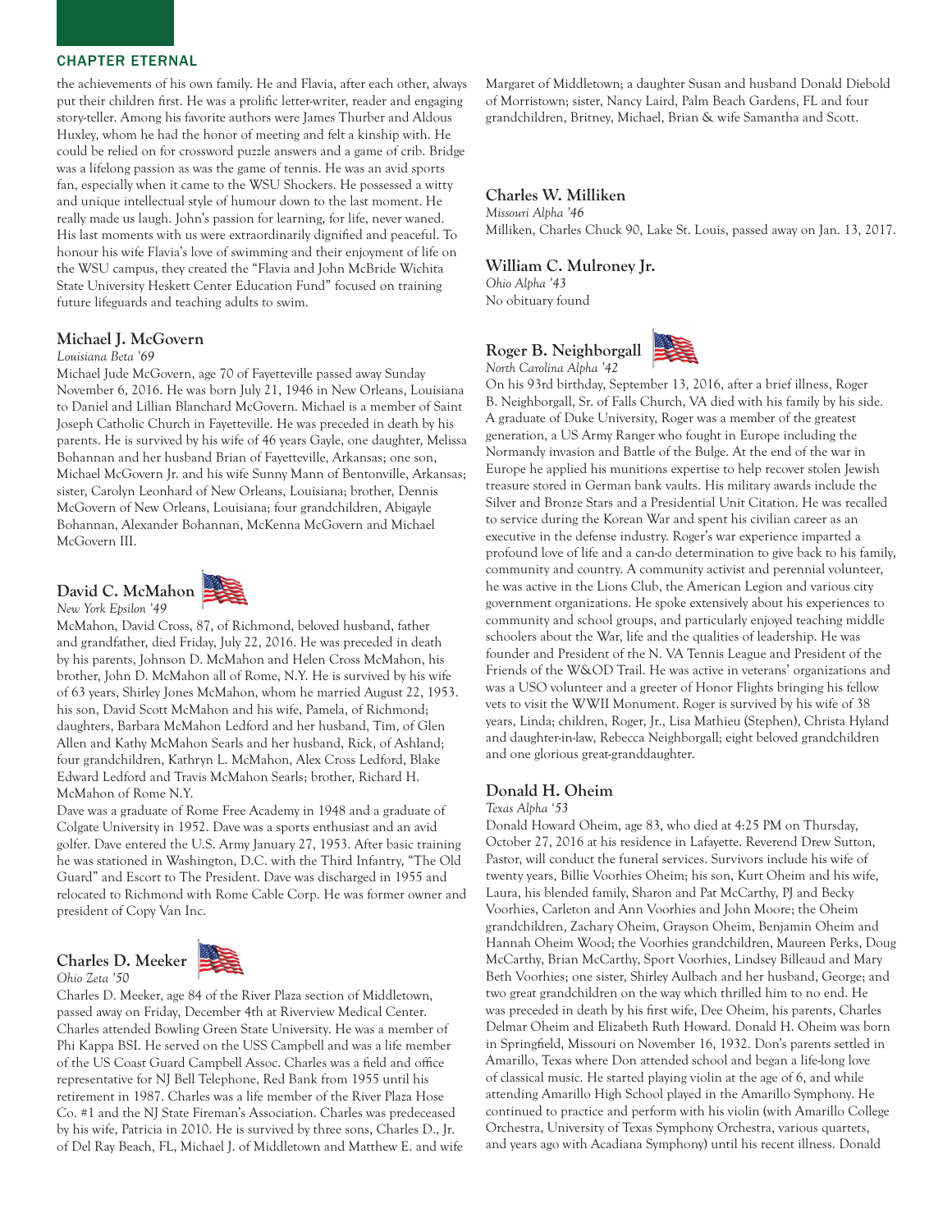the achievements of his own family. He and Flavia, after each other, always put their children first. He was a prolific letter-writer, reader and engaging story-teller. Among his favorite authors were James Thurber and Aldous Huxley, whom he had the honor of meeting and felt a kinship with. He could be relied on for crossword puzzle answers and a game of crib. Bridge was a lifelong passion as was the game of tennis. He was an avid sports fan, especially when it came to the WSU Shockers. He possessed a witty and unique intellectual style of humour down to the last moment. He really made us laugh. John's passion for learning, for life, never waned. His last moments with us were extraordinarily dignified and peaceful. To honour his wife Flavia's love of swimming and their enjoyment of life on the WSU campus, they created the "Flavia and John McBride Wichita State University Heskett Center Education Fund" focused on training future lifeguards and teaching adults to swim.

### Michael J. McGovern

*Louisiana Beta '69*

Michael Jude McGovern, age 70 of Fayetteville passed away Sunday November 6, 2016. He was born July 21, 1946 in New Orleans, Louisiana to Daniel and Lillian Blanchard McGovern. Michael is a member of Saint Joseph Catholic Church in Fayetteville. He was preceded in death by his parents. He is survived by his wife of 46 years Gayle, one daughter, Melissa Bohannan and her husband Brian of Fayetteville, Arkansas; one son, Michael McGovern Jr. and his wife Sunny Mann of Bentonville, Arkansas; sister, Carolyn Leonhard of New Orleans, Louisiana; brother, Dennis McGovern of New Orleans, Louisiana; four grandchildren, Abigayle Bohannan, Alexander Bohannan, McKenna McGovern and Michael McGovern III.

### David C. McMahon

*New York Epsilon '49*

McMahon, David Cross, 87, of Richmond, beloved husband, father and grandfather, died Friday, July 22, 2016. He was preceded in death by his parents, Johnson D. McMahon and Helen Cross McMahon, his brother, John D. McMahon all of Rome, N.Y. He is survived by his wife of 63 years, Shirley Jones McMahon, whom he married August 22, 1953. his son, David Scott McMahon and his wife, Pamela, of Richmond; daughters, Barbara McMahon Ledford and her husband, Tim, of Glen Allen and Kathy McMahon Searls and her husband, Rick, of Ashland; four grandchildren, Kathryn L. McMahon, Alex Cross Ledford, Blake Edward Ledford and Travis McMahon Searls; brother, Richard H. McMahon of Rome N.Y.

Dave was a graduate of Rome Free Academy in 1948 and a graduate of Colgate University in 1952. Dave was a sports enthusiast and an avid golfer. Dave entered the U.S. Army January 27, 1953. After basic training he was stationed in Washington, D.C. with the Third Infantry, "The Old Guard" and Escort to The President. Dave was discharged in 1955 and relocated to Richmond with Rome Cable Corp. He was former owner and president of Copy Van Inc.

### Charles D. Meeker

*Ohio Zeta '50*

Charles D. Meeker, age 84 of the River Plaza section of Middletown, passed away on Friday, December 4th at Riverview Medical Center. Charles attended Bowling Green State University. He was a member of Phi Kappa BSI. He served on the USS Campbell and was a life member of the US Coast Guard Campbell Assoc. Charles was a field and office representative for NJ Bell Telephone, Red Bank from 1955 until his retirement in 1987. Charles was a life member of the River Plaza Hose Co. #1 and the NJ State Fireman's Association. Charles was predeceased by his wife, Patricia in 2010. He is survived by three sons, Charles D., Jr. of Del Ray Beach, FL, Michael J. of Middletown and Matthew E. and wife Margaret of Middletown; a daughter Susan and husband Donald Diebold of Morristown; sister, Nancy Laird, Palm Beach Gardens, FL and four grandchildren, Britney, Michael, Brian & wife Samantha and Scott.

### Charles W. Milliken

*Missouri Alpha '46*

Milliken, Charles Chuck 90, Lake St. Louis, passed away on Jan. 13, 2017.

### William C. Mulroney Jr.

*Ohio Alpha '43*

No obituary found

### Roger B. Neighborgall

*North Carolina Alpha '42*

On his 93rd birthday, September 13, 2016, after a brief illness, Roger B. Neighborgall, Sr. of Falls Church, VA died with his family by his side. A graduate of Duke University, Roger was a member of the greatest generation, a US Army Ranger who fought in Europe including the Normandy invasion and Battle of the Bulge. At the end of the war in Europe he applied his munitions expertise to help recover stolen Jewish treasure stored in German bank vaults. His military awards include the Silver and Bronze Stars and a Presidential Unit Citation. He was recalled to service during the Korean War and spent his civilian career as an executive in the defense industry. Roger's war experience imparted a profound love of life and a can-do determination to give back to his family, community and country. A community activist and perennial volunteer, he was active in the Lions Club, the American Legion and various city government organizations. He spoke extensively about his experiences to community and school groups, and particularly enjoyed teaching middle schoolers about the War, life and the qualities of leadership. He was founder and President of the N. VA Tennis League and President of the Friends of the W&OD Trail. He was active in veterans' organizations and was a USO volunteer and a greeter of Honor Flights bringing his fellow vets to visit the WWII Monument. Roger is survived by his wife of 38 years, Linda; children, Roger, Jr., Lisa Mathieu (Stephen), Christa Hyland and daughter-in-law, Rebecca Neighborgall; eight beloved grandchildren and one glorious great-granddaughter.

### Donald H. Oheim

*Texas Alpha '53*

Donald Howard Oheim, age 83, who died at 4:25 PM on Thursday, October 27, 2016 at his residence in Lafayette. Reverend Drew Sutton, Pastor, will conduct the funeral services. Survivors include his wife of twenty years, Billie Voorhies Oheim; his son, Kurt Oheim and his wife, Laura, his blended family, Sharon and Pat McCarthy, PJ and Becky Voorhies, Carleton and Ann Voorhies and John Moore; the Oheim grandchildren, Zachary Oheim, Grayson Oheim, Benjamin Oheim and Hannah Oheim Wood; the Voorhies grandchildren, Maureen Perks, Doug McCarthy, Brian McCarthy, Sport Voorhies, Lindsey Billeaud and Mary Beth Voorhies; one sister, Shirley Aulbach and her husband, George; and two great grandchildren on the way which thrilled him to no end. He was preceded in death by his first wife, Dee Oheim, his parents, Charles Delmar Oheim and Elizabeth Ruth Howard. Donald H. Oheim was born in Springfield, Missouri on November 16, 1932. Don's parents settled in Amarillo, Texas where Don attended school and began a life-long love of classical music. He started playing violin at the age of 6, and while attending Amarillo High School played in the Amarillo Symphony. He continued to practice and perform with his violin (with Amarillo College Orchestra, University of Texas Symphony Orchestra, various quartets, and years ago with Acadiana Symphony) until his recent illness. Donald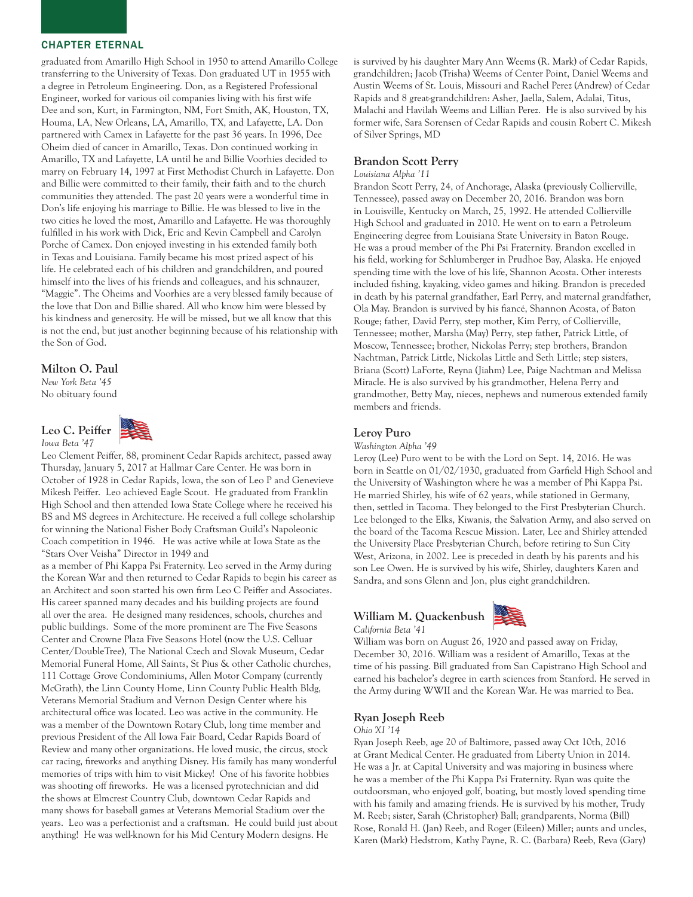## CHAPTER ETERNAL

graduated from Amarillo High School in 1950 to attend Amarillo College transferring to the University of Texas. Don graduated UT in 1955 with a degree in Petroleum Engineering. Don, as a Registered Professional Engineer, worked for various oil companies living with his first wife Dee and son, Kurt, in Farmington, NM, Fort Smith, AK, Houston, TX, Houma, LA, New Orleans, LA, Amarillo, TX, and Lafayette, LA. Don partnered with Camex in Lafayette for the past 36 years. In 1996, Dee Oheim died of cancer in Amarillo, Texas. Don continued working in Amarillo, TX and Lafayette, LA until he and Billie Voorhies decided to marry on February 14, 1997 at First Methodist Church in Lafayette. Don and Billie were committed to their family, their faith and to the church communities they attended. The past 20 years were a wonderful time in Don's life enjoying his marriage to Billie. He was blessed to live in the two cities he loved the most, Amarillo and Lafayette. He was thoroughly fulfilled in his work with Dick, Eric and Kevin Campbell and Carolyn Porche of Camex. Don enjoyed investing in his extended family both in Texas and Louisiana. Family became his most prized aspect of his life. He celebrated each of his children and grandchildren, and poured himself into the lives of his friends and colleagues, and his schnauzer, "Maggie". The Oheims and Voorhies are a very blessed family because of the love that Don and Billie shared. All who know him were blessed by his kindness and generosity. He will be missed, but we all know that this is not the end, but just another beginning because of his relationship with the Son of God.

### Milton O. Paul

*New York Beta '45*
No obituary found

### Leo C. Peiffer

*Iowa Beta '47*
Leo Clement Peiffer, 88, prominent Cedar Rapids architect, passed away Thursday, January 5, 2017 at Hallmar Care Center. He was born in October of 1928 in Cedar Rapids, Iowa, the son of Leo P and Genevieve Mikesh Peiffer. Leo achieved Eagle Scout. He graduated from Franklin High School and then attended Iowa State College where he received his BS and MS degrees in Architecture. He received a full college scholarship for winning the National Fisher Body Craftsman Guild's Napoleonic Coach competition in 1946. He was active while at Iowa State as the "Stars Over Veisha" Director in 1949 and as a member of Phi Kappa Psi Fraternity. Leo served in the Army during the Korean War and then returned to Cedar Rapids to begin his career as an Architect and soon started his own firm Leo C Peiffer and Associates. His career spanned many decades and his building projects are found all over the area. He designed many residences, schools, churches and public buildings. Some of the more prominent are The Five Seasons Center and Crowne Plaza Five Seasons Hotel (now the U.S. Celluar Center/DoubleTree), The National Czech and Slovak Museum, Cedar Memorial Funeral Home, All Saints, St Pius & other Catholic churches, 111 Cottage Grove Condominiums, Allen Motor Company (currently McGrath), the Linn County Home, Linn County Public Health Bldg, Veterans Memorial Stadium and Vernon Design Center where his architectural office was located. Leo was active in the community. He was a member of the Downtown Rotary Club, long time member and previous President of the All Iowa Fair Board, Cedar Rapids Board of Review and many other organizations. He loved music, the circus, stock car racing, fireworks and anything Disney. His family has many wonderful memories of trips with him to visit Mickey! One of his favorite hobbies was shooting off fireworks. He was a licensed pyrotechnician and did the shows at Elmcrest Country Club, downtown Cedar Rapids and many shows for baseball games at Veterans Memorial Stadium over the years. Leo was a perfectionist and a craftsman. He could build just about anything! He was well-known for his Mid Century Modern designs. He is survived by his daughter Mary Ann Weems (R. Mark) of Cedar Rapids, grandchildren; Jacob (Trisha) Weems of Center Point, Daniel Weems and Austin Weems of St. Louis, Missouri and Rachel Perez (Andrew) of Cedar Rapids and 8 great-grandchildren: Asher, Jaella, Salem, Adalai, Titus, Malachi and Havilah Weems and Lillian Perez. He is also survived by his former wife, Sara Sorensen of Cedar Rapids and cousin Robert C. Mikesh of Silver Springs, MD

### Brandon Scott Perry

*Louisiana Alpha '11*
Brandon Scott Perry, 24, of Anchorage, Alaska (previously Collierville, Tennessee), passed away on December 20, 2016. Brandon was born in Louisville, Kentucky on March, 25, 1992. He attended Collierville High School and graduated in 2010. He went on to earn a Petroleum Engineering degree from Louisiana State University in Baton Rouge. He was a proud member of the Phi Psi Fraternity. Brandon excelled in his field, working for Schlumberger in Prudhoe Bay, Alaska. He enjoyed spending time with the love of his life, Shannon Acosta. Other interests included fishing, kayaking, video games and hiking. Brandon is preceded in death by his paternal grandfather, Earl Perry, and maternal grandfather, Ola May. Brandon is survived by his fiancé, Shannon Acosta, of Baton Rouge; father, David Perry, step mother, Kim Perry, of Collierville, Tennessee; mother, Marsha (May) Perry, step father, Patrick Little, of Moscow, Tennessee; brother, Nickolas Perry; step brothers, Brandon Nachtman, Patrick Little, Nickolas Little and Seth Little; step sisters, Briana (Scott) LaForte, Reyna (Jiahm) Lee, Paige Nachtman and Melissa Miracle. He is also survived by his grandmother, Helena Perry and grandmother, Betty May, nieces, nephews and numerous extended family members and friends.

### Leroy Puro

*Washington Alpha '49*
Leroy (Lee) Puro went to be with the Lord on Sept. 14, 2016. He was born in Seattle on 01/02/1930, graduated from Garfield High School and the University of Washington where he was a member of Phi Kappa Psi. He married Shirley, his wife of 62 years, while stationed in Germany, then, settled in Tacoma. They belonged to the First Presbyterian Church. Lee belonged to the Elks, Kiwanis, the Salvation Army, and also served on the board of the Tacoma Rescue Mission. Later, Lee and Shirley attended the University Place Presbyterian Church, before retiring to Sun City West, Arizona, in 2002. Lee is preceded in death by his parents and his son Lee Owen. He is survived by his wife, Shirley, daughters Karen and Sandra, and sons Glenn and Jon, plus eight grandchildren.

### William M. Quackenbush

*California Beta '41*
William was born on August 26, 1920 and passed away on Friday, December 30, 2016. William was a resident of Amarillo, Texas at the time of his passing. Bill graduated from San Capistrano High School and earned his bachelor's degree in earth sciences from Stanford. He served in the Army during WWII and the Korean War. He was married to Bea.

### Ryan Joseph Reeb

*Ohio XI '14*
Ryan Joseph Reeb, age 20 of Baltimore, passed away Oct 10th, 2016 at Grant Medical Center. He graduated from Liberty Union in 2014. He was a Jr. at Capital University and was majoring in business where he was a member of the Phi Kappa Psi Fraternity. Ryan was quite the outdoorsman, who enjoyed golf, boating, but mostly loved spending time with his family and amazing friends. He is survived by his mother, Trudy M. Reeb; sister, Sarah (Christopher) Ball; grandparents, Norma (Bill) Rose, Ronald H. (Jan) Reeb, and Roger (Eileen) Miller; aunts and uncles, Karen (Mark) Hedstrom, Kathy Payne, R. C. (Barbara) Reeb, Reva (Gary)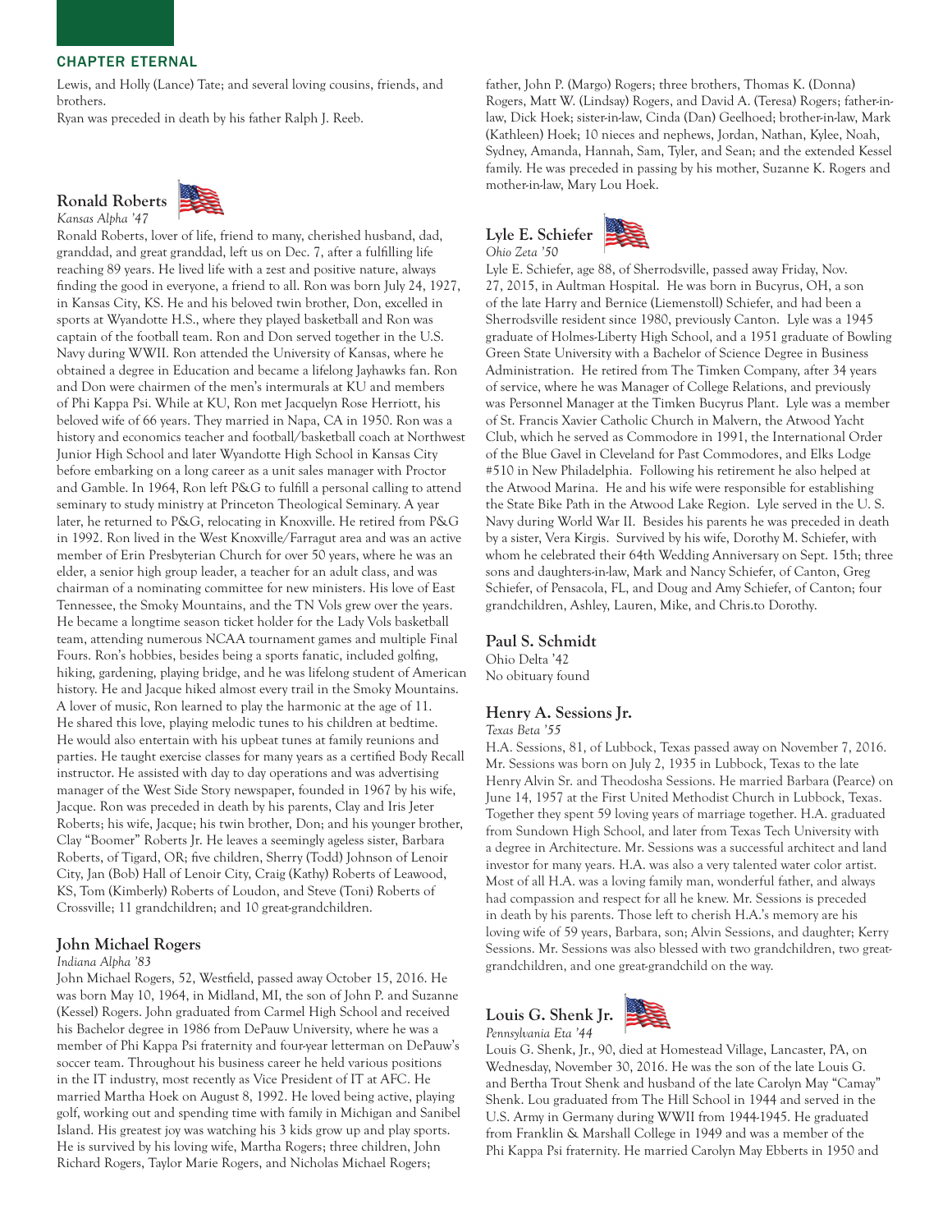## CHAPTER ETERNAL

Lewis, and Holly (Lance) Tate; and several loving cousins, friends, and brothers.
Ryan was preceded in death by his father Ralph J. Reeb.

### Ronald Roberts
*Kansas Alpha '47*

Ronald Roberts, lover of life, friend to many, cherished husband, dad, granddad, and great granddad, left us on Dec. 7, after a fulfilling life reaching 89 years. He lived life with a zest and positive nature, always finding the good in everyone, a friend to all. Ron was born July 24, 1927, in Kansas City, KS. He and his beloved twin brother, Don, excelled in sports at Wyandotte H.S., where they played basketball and Ron was captain of the football team. Ron and Don served together in the U.S. Navy during WWII. Ron attended the University of Kansas, where he obtained a degree in Education and became a lifelong Jayhawks fan. Ron and Don were chairmen of the men's intermurals at KU and members of Phi Kappa Psi. While at KU, Ron met Jacquelyn Rose Herriott, his beloved wife of 66 years. They married in Napa, CA in 1950. Ron was a history and economics teacher and football/basketball coach at Northwest Junior High School and later Wyandotte High School in Kansas City before embarking on a long career as a unit sales manager with Proctor and Gamble. In 1964, Ron left P&G to fulfill a personal calling to attend seminary to study ministry at Princeton Theological Seminary. A year later, he returned to P&G, relocating in Knoxville. He retired from P&G in 1992. Ron lived in the West Knoxville/Farragut area and was an active member of Erin Presbyterian Church for over 50 years, where he was an elder, a senior high group leader, a teacher for an adult class, and was chairman of a nominating committee for new ministers. His love of East Tennessee, the Smoky Mountains, and the TN Vols grew over the years. He became a longtime season ticket holder for the Lady Vols basketball team, attending numerous NCAA tournament games and multiple Final Fours. Ron's hobbies, besides being a sports fanatic, included golfing, hiking, gardening, playing bridge, and he was lifelong student of American history. He and Jacque hiked almost every trail in the Smoky Mountains. A lover of music, Ron learned to play the harmonic at the age of 11. He shared this love, playing melodic tunes to his children at bedtime. He would also entertain with his upbeat tunes at family reunions and parties. He taught exercise classes for many years as a certified Body Recall instructor. He assisted with day to day operations and was advertising manager of the West Side Story newspaper, founded in 1967 by his wife, Jacque. Ron was preceded in death by his parents, Clay and Iris Jeter Roberts; his wife, Jacque; his twin brother, Don; and his younger brother, Clay "Boomer" Roberts Jr. He leaves a seemingly ageless sister, Barbara Roberts, of Tigard, OR; five children, Sherry (Todd) Johnson of Lenoir City, Jan (Bob) Hall of Lenoir City, Craig (Kathy) Roberts of Leawood, KS, Tom (Kimberly) Roberts of Loudon, and Steve (Toni) Roberts of Crossville; 11 grandchildren; and 10 great-grandchildren.

### John Michael Rogers
*Indiana Alpha '83*

John Michael Rogers, 52, Westfield, passed away October 15, 2016. He was born May 10, 1964, in Midland, MI, the son of John P. and Suzanne (Kessel) Rogers. John graduated from Carmel High School and received his Bachelor degree in 1986 from DePauw University, where he was a member of Phi Kappa Psi fraternity and four-year letterman on DePauw's soccer team. Throughout his business career he held various positions in the IT industry, most recently as Vice President of IT at AFC. He married Martha Hoek on August 8, 1992. He loved being active, playing golf, working out and spending time with family in Michigan and Sanibel Island. His greatest joy was watching his 3 kids grow up and play sports. He is survived by his loving wife, Martha Rogers; three children, John Richard Rogers, Taylor Marie Rogers, and Nicholas Michael Rogers; father, John P. (Margo) Rogers; three brothers, Thomas K. (Donna) Rogers, Matt W. (Lindsay) Rogers, and David A. (Teresa) Rogers; father-in-law, Dick Hoek; sister-in-law, Cinda (Dan) Geelhoed; brother-in-law, Mark (Kathleen) Hoek; 10 nieces and nephews, Jordan, Nathan, Kylee, Noah, Sydney, Amanda, Hannah, Sam, Tyler, and Sean; and the extended Kessel family. He was preceded in passing by his mother, Suzanne K. Rogers and mother-in-law, Mary Lou Hoek.

### Lyle E. Schiefer
*Ohio Zeta '50*

Lyle E. Schiefer, age 88, of Sherrodsville, passed away Friday, Nov. 27, 2015, in Aultman Hospital. He was born in Bucyrus, OH, a son of the late Harry and Bernice (Liemenstoll) Schiefer, and had been a Sherrodsville resident since 1980, previously Canton. Lyle was a 1945 graduate of Holmes-Liberty High School, and a 1951 graduate of Bowling Green State University with a Bachelor of Science Degree in Business Administration. He retired from The Timken Company, after 34 years of service, where he was Manager of College Relations, and previously was Personnel Manager at the Timken Bucyrus Plant. Lyle was a member of St. Francis Xavier Catholic Church in Malvern, the Atwood Yacht Club, which he served as Commodore in 1991, the International Order of the Blue Gavel in Cleveland for Past Commodores, and Elks Lodge #510 in New Philadelphia. Following his retirement he also helped at the Atwood Marina. He and his wife were responsible for establishing the State Bike Path in the Atwood Lake Region. Lyle served in the U. S. Navy during World War II. Besides his parents he was preceded in death by a sister, Vera Kirgis. Survived by his wife, Dorothy M. Schiefer, with whom he celebrated their 64th Wedding Anniversary on Sept. 15th; three sons and daughters-in-law, Mark and Nancy Schiefer, of Canton, Greg Schiefer, of Pensacola, FL, and Doug and Amy Schiefer, of Canton; four grandchildren, Ashley, Lauren, Mike, and Chris.to Dorothy.

### Paul S. Schmidt
Ohio Delta '42
No obituary found

### Henry A. Sessions Jr.
*Texas Beta '55*

H.A. Sessions, 81, of Lubbock, Texas passed away on November 7, 2016. Mr. Sessions was born on July 2, 1935 in Lubbock, Texas to the late Henry Alvin Sr. and Theodosha Sessions. He married Barbara (Pearce) on June 14, 1957 at the First United Methodist Church in Lubbock, Texas. Together they spent 59 loving years of marriage together. H.A. graduated from Sundown High School, and later from Texas Tech University with a degree in Architecture. Mr. Sessions was a successful architect and land investor for many years. H.A. was also a very talented water color artist. Most of all H.A. was a loving family man, wonderful father, and always had compassion and respect for all he knew. Mr. Sessions is preceded in death by his parents. Those left to cherish H.A.'s memory are his loving wife of 59 years, Barbara, son; Alvin Sessions, and daughter; Kerry Sessions. Mr. Sessions was also blessed with two grandchildren, two great-grandchildren, and one great-grandchild on the way.

### Louis G. Shenk Jr.
*Pennsylvania Eta '44*

Louis G. Shenk, Jr., 90, died at Homestead Village, Lancaster, PA, on Wednesday, November 30, 2016. He was the son of the late Louis G. and Bertha Trout Shenk and husband of the late Carolyn May "Camay" Shenk. Lou graduated from The Hill School in 1944 and served in the U.S. Army in Germany during WWII from 1944-1945. He graduated from Franklin & Marshall College in 1949 and was a member of the Phi Kappa Psi fraternity. He married Carolyn May Ebberts in 1950 and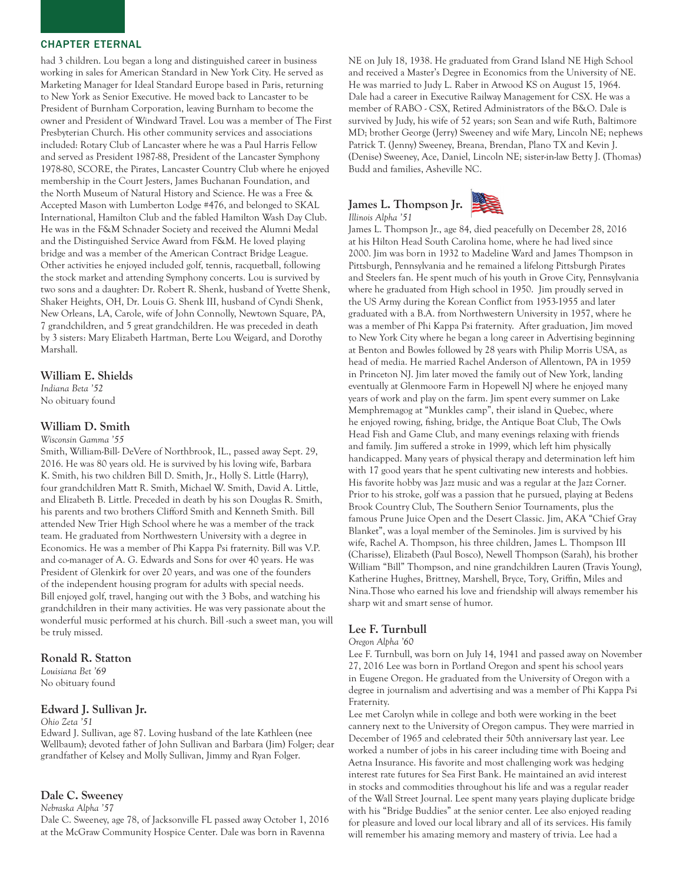## CHAPTER ETERNAL

had 3 children. Lou began a long and distinguished career in business working in sales for American Standard in New York City. He served as Marketing Manager for Ideal Standard Europe based in Paris, returning to New York as Senior Executive. He moved back to Lancaster to be President of Burnham Corporation, leaving Burnham to become the owner and President of Windward Travel. Lou was a member of The First Presbyterian Church. His other community services and associations included: Rotary Club of Lancaster where he was a Paul Harris Fellow and served as President 1987-88, President of the Lancaster Symphony 1978-80, SCORE, the Pirates, Lancaster Country Club where he enjoyed membership in the Court Jesters, James Buchanan Foundation, and the North Museum of Natural History and Science. He was a Free & Accepted Mason with Lumberton Lodge #476, and belonged to SKAL International, Hamilton Club and the fabled Hamilton Wash Day Club. He was in the F&M Schnader Society and received the Alumni Medal and the Distinguished Service Award from F&M. He loved playing bridge and was a member of the American Contract Bridge League. Other activities he enjoyed included golf, tennis, racquetball, following the stock market and attending Symphony concerts. Lou is survived by two sons and a daughter: Dr. Robert R. Shenk, husband of Yvette Shenk, Shaker Heights, OH, Dr. Louis G. Shenk III, husband of Cyndi Shenk, New Orleans, LA, Carole, wife of John Connolly, Newtown Square, PA, 7 grandchildren, and 5 great grandchildren. He was preceded in death by 3 sisters: Mary Elizabeth Hartman, Berte Lou Weigard, and Dorothy Marshall.

### William E. Shields

*Indiana Beta '52*

No obituary found

### William D. Smith

*Wisconsin Gamma '55*

Smith, William-Bill- DeVere of Northbrook, IL., passed away Sept. 29, 2016. He was 80 years old. He is survived by his loving wife, Barbara K. Smith, his two children Bill D. Smith, Jr., Holly S. Little (Harry), four grandchildren Matt R. Smith, Michael W. Smith, David A. Little, and Elizabeth B. Little. Preceded in death by his son Douglas R. Smith, his parents and two brothers Clifford Smith and Kenneth Smith. Bill attended New Trier High School where he was a member of the track team. He graduated from Northwestern University with a degree in Economics. He was a member of Phi Kappa Psi fraternity. Bill was V.P. and co-manager of A. G. Edwards and Sons for over 40 years. He was President of Glenkirk for over 20 years, and was one of the founders of the independent housing program for adults with special needs. Bill enjoyed golf, travel, hanging out with the 3 Bobs, and watching his grandchildren in their many activities. He was very passionate about the wonderful music performed at his church. Bill -such a sweet man, you will be truly missed.

### Ronald R. Statton

*Louisiana Bet '69*

No obituary found

### Edward J. Sullivan Jr.

*Ohio Zeta '51*

Edward J. Sullivan, age 87. Loving husband of the late Kathleen (nee Wellbaum); devoted father of John Sullivan and Barbara (Jim) Folger; dear grandfather of Kelsey and Molly Sullivan, Jimmy and Ryan Folger.

### Dale C. Sweeney

*Nebraska Alpha '57*

Dale C. Sweeney, age 78, of Jacksonville FL passed away October 1, 2016 at the McGraw Community Hospice Center. Dale was born in Ravenna NE on July 18, 1938. He graduated from Grand Island NE High School and received a Master's Degree in Economics from the University of NE. He was married to Judy L. Raber in Atwood KS on August 15, 1964. Dale had a career in Executive Railway Management for CSX. He was a member of RABO - CSX, Retired Administrators of the B&O. Dale is survived by Judy, his wife of 52 years; son Sean and wife Ruth, Baltimore MD; brother George (Jerry) Sweeney and wife Mary, Lincoln NE; nephews Patrick T. (Jenny) Sweeney, Breana, Brendan, Plano TX and Kevin J. (Denise) Sweeney, Ace, Daniel, Lincoln NE; sister-in-law Betty J. (Thomas) Budd and families, Asheville NC.

### James L. Thompson Jr.

*Illinois Alpha '51*

James L. Thompson Jr., age 84, died peacefully on December 28, 2016 at his Hilton Head South Carolina home, where he had lived since 2000. Jim was born in 1932 to Madeline Ward and James Thompson in Pittsburgh, Pennsylvania and he remained a lifelong Pittsburgh Pirates and Steelers fan. He spent much of his youth in Grove City, Pennsylvania where he graduated from High school in 1950. Jim proudly served in the US Army during the Korean Conflict from 1953-1955 and later graduated with a B.A. from Northwestern University in 1957, where he was a member of Phi Kappa Psi fraternity. After graduation, Jim moved to New York City where he began a long career in Advertising beginning at Benton and Bowles followed by 28 years with Philip Morris USA, as head of media. He married Rachel Anderson of Allentown, PA in 1959 in Princeton NJ. Jim later moved the family out of New York, landing eventually at Glenmoore Farm in Hopewell NJ where he enjoyed many years of work and play on the farm. Jim spent every summer on Lake Memphremagog at "Munkles camp", their island in Quebec, where he enjoyed rowing, fishing, bridge, the Antique Boat Club, The Owls Head Fish and Game Club, and many evenings relaxing with friends and family. Jim suffered a stroke in 1999, which left him physically handicapped. Many years of physical therapy and determination left him with 17 good years that he spent cultivating new interests and hobbies. His favorite hobby was Jazz music and was a regular at the Jazz Corner. Prior to his stroke, golf was a passion that he pursued, playing at Bedens Brook Country Club, The Southern Senior Tournaments, plus the famous Prune Juice Open and the Desert Classic. Jim, AKA "Chief Gray Blanket", was a loyal member of the Seminoles. Jim is survived by his wife, Rachel A. Thompson, his three children, James L. Thompson III (Charisse), Elizabeth (Paul Bosco), Newell Thompson (Sarah), his brother William "Bill" Thompson, and nine grandchildren Lauren (Travis Young), Katherine Hughes, Brittney, Marshell, Bryce, Tory, Griffin, Miles and Nina.Those who earned his love and friendship will always remember his sharp wit and smart sense of humor.

### Lee F. Turnbull

*Oregon Alpha '60*

Lee F. Turnbull, was born on July 14, 1941 and passed away on November 27, 2016 Lee was born in Portland Oregon and spent his school years in Eugene Oregon. He graduated from the University of Oregon with a degree in journalism and advertising and was a member of Phi Kappa Psi Fraternity.

Lee met Carolyn while in college and both were working in the beet cannery next to the University of Oregon campus. They were married in December of 1965 and celebrated their 50th anniversary last year. Lee worked a number of jobs in his career including time with Boeing and Aetna Insurance. His favorite and most challenging work was hedging interest rate futures for Sea First Bank. He maintained an avid interest in stocks and commodities throughout his life and was a regular reader of the Wall Street Journal. Lee spent many years playing duplicate bridge with his "Bridge Buddies" at the senior center. Lee also enjoyed reading for pleasure and loved our local library and all of its services. His family will remember his amazing memory and mastery of trivia. Lee had a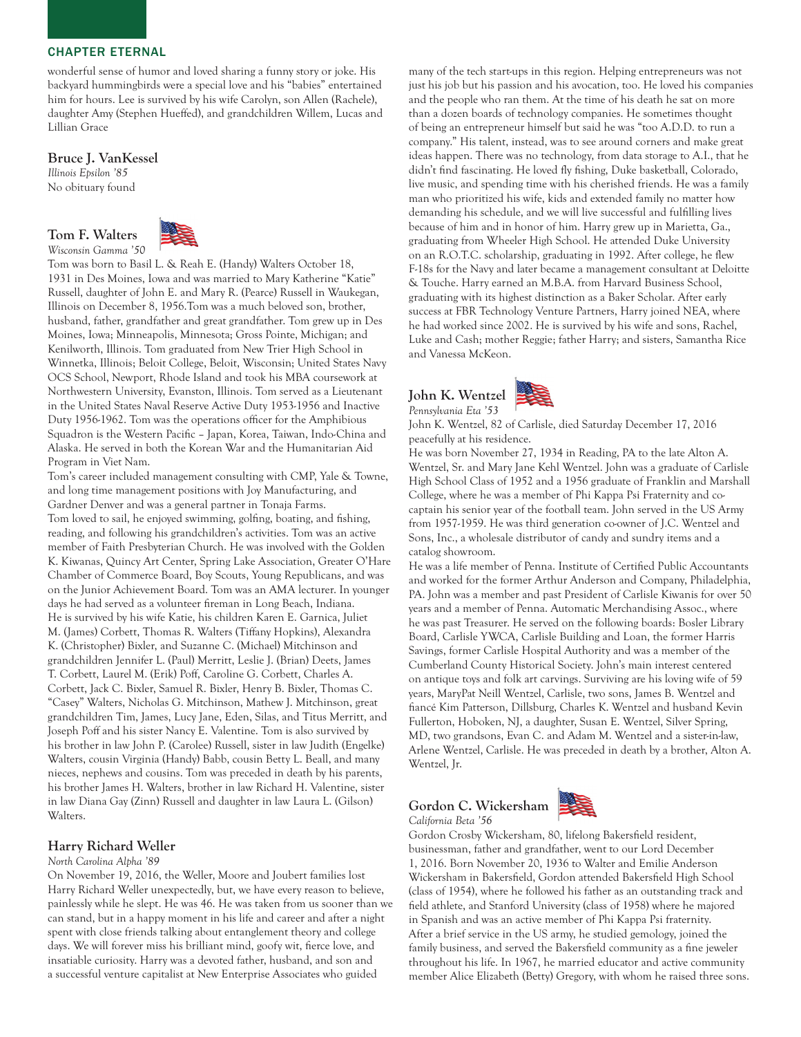wonderful sense of humor and loved sharing a funny story or joke. His backyard hummingbirds were a special love and his "babies" entertained him for hours. Lee is survived by his wife Carolyn, son Allen (Rachele), daughter Amy (Stephen Hueffed), and grandchildren Willem, Lucas and Lillian Grace

### Bruce J. VanKessel

*Illinois Epsilon '85*

No obituary found

### Tom F. Walters

*Wisconsin Gamma '50*

Tom was born to Basil L. & Reah E. (Handy) Walters October 18, 1931 in Des Moines, Iowa and was married to Mary Katherine "Katie" Russell, daughter of John E. and Mary R. (Pearce) Russell in Waukegan, Illinois on December 8, 1956.Tom was a much beloved son, brother, husband, father, grandfather and great grandfather. Tom grew up in Des Moines, Iowa; Minneapolis, Minnesota; Gross Pointe, Michigan; and Kenilworth, Illinois. Tom graduated from New Trier High School in Winnetka, Illinois; Beloit College, Beloit, Wisconsin; United States Navy OCS School, Newport, Rhode Island and took his MBA coursework at Northwestern University, Evanston, Illinois. Tom served as a Lieutenant in the United States Naval Reserve Active Duty 1953-1956 and Inactive Duty 1956-1962. Tom was the operations officer for the Amphibious Squadron is the Western Pacific – Japan, Korea, Taiwan, Indo-China and Alaska. He served in both the Korean War and the Humanitarian Aid Program in Viet Nam.

Tom's career included management consulting with CMP, Yale & Towne, and long time management positions with Joy Manufacturing, and Gardner Denver and was a general partner in Tonaja Farms.

Tom loved to sail, he enjoyed swimming, golfing, boating, and fishing, reading, and following his grandchildren's activities. Tom was an active member of Faith Presbyterian Church. He was involved with the Golden K. Kiwanas, Quincy Art Center, Spring Lake Association, Greater O'Hare Chamber of Commerce Board, Boy Scouts, Young Republicans, and was on the Junior Achievement Board. Tom was an AMA lecturer. In younger days he had served as a volunteer fireman in Long Beach, Indiana.

He is survived by his wife Katie, his children Karen E. Garnica, Juliet M. (James) Corbett, Thomas R. Walters (Tiffany Hopkins), Alexandra K. (Christopher) Bixler, and Suzanne C. (Michael) Mitchinson and grandchildren Jennifer L. (Paul) Merritt, Leslie J. (Brian) Deets, James T. Corbett, Laurel M. (Erik) Poff, Caroline G. Corbett, Charles A. Corbett, Jack C. Bixler, Samuel R. Bixler, Henry B. Bixler, Thomas C. "Casey" Walters, Nicholas G. Mitchinson, Mathew J. Mitchinson, great grandchildren Tim, James, Lucy Jane, Eden, Silas, and Titus Merritt, and Joseph Poff and his sister Nancy E. Valentine. Tom is also survived by his brother in law John P. (Carolee) Russell, sister in law Judith (Engelke) Walters, cousin Virginia (Handy) Babb, cousin Betty L. Beall, and many nieces, nephews and cousins. Tom was preceded in death by his parents, his brother James H. Walters, brother in law Richard H. Valentine, sister in law Diana Gay (Zinn) Russell and daughter in law Laura L. (Gilson) Walters.

### Harry Richard Weller

*North Carolina Alpha '89*

On November 19, 2016, the Weller, Moore and Joubert families lost Harry Richard Weller unexpectedly, but, we have every reason to believe, painlessly while he slept. He was 46. He was taken from us sooner than we can stand, but in a happy moment in his life and career and after a night spent with close friends talking about entanglement theory and college days. We will forever miss his brilliant mind, goofy wit, fierce love, and insatiable curiosity. Harry was a devoted father, husband, and son and a successful venture capitalist at New Enterprise Associates who guided many of the tech start-ups in this region. Helping entrepreneurs was not just his job but his passion and his avocation, too. He loved his companies and the people who ran them. At the time of his death he sat on more than a dozen boards of technology companies. He sometimes thought of being an entrepreneur himself but said he was "too A.D.D. to run a company." His talent, instead, was to see around corners and make great ideas happen. There was no technology, from data storage to A.I., that he didn't find fascinating. He loved fly fishing, Duke basketball, Colorado, live music, and spending time with his cherished friends. He was a family man who prioritized his wife, kids and extended family no matter how demanding his schedule, and we will live successful and fulfilling lives because of him and in honor of him. Harry grew up in Marietta, Ga., graduating from Wheeler High School. He attended Duke University on an R.O.T.C. scholarship, graduating in 1992. After college, he flew F-18s for the Navy and later became a management consultant at Deloitte & Touche. Harry earned an M.B.A. from Harvard Business School, graduating with its highest distinction as a Baker Scholar. After early success at FBR Technology Venture Partners, Harry joined NEA, where he had worked since 2002. He is survived by his wife and sons, Rachel, Luke and Cash; mother Reggie; father Harry; and sisters, Samantha Rice and Vanessa McKeon.

### John K. Wentzel

*Pennsylvania Eta '53*

John K. Wentzel, 82 of Carlisle, died Saturday December 17, 2016 peacefully at his residence.

He was born November 27, 1934 in Reading, PA to the late Alton A. Wentzel, Sr. and Mary Jane Kehl Wentzel. John was a graduate of Carlisle High School Class of 1952 and a 1956 graduate of Franklin and Marshall College, where he was a member of Phi Kappa Psi Fraternity and co-captain his senior year of the football team. John served in the US Army from 1957-1959. He was third generation co-owner of J.C. Wentzel and Sons, Inc., a wholesale distributor of candy and sundry items and a catalog showroom.

He was a life member of Penna. Institute of Certified Public Accountants and worked for the former Arthur Anderson and Company, Philadelphia, PA. John was a member and past President of Carlisle Kiwanis for over 50 years and a member of Penna. Automatic Merchandising Assoc., where he was past Treasurer. He served on the following boards: Bosler Library Board, Carlisle YWCA, Carlisle Building and Loan, the former Harris Savings, former Carlisle Hospital Authority and was a member of the Cumberland County Historical Society. John's main interest centered on antique toys and folk art carvings. Surviving are his loving wife of 59 years, MaryPat Neill Wentzel, Carlisle, two sons, James B. Wentzel and fiancé Kim Patterson, Dillsburg, Charles K. Wentzel and husband Kevin Fullerton, Hoboken, NJ, a daughter, Susan E. Wentzel, Silver Spring, MD, two grandsons, Evan C. and Adam M. Wentzel and a sister-in-law, Arlene Wentzel, Carlisle. He was preceded in death by a brother, Alton A. Wentzel, Jr.

### Gordon C. Wickersham

*California Beta '56*

Gordon Crosby Wickersham, 80, lifelong Bakersfield resident, businessman, father and grandfather, went to our Lord December 1, 2016. Born November 20, 1936 to Walter and Emilie Anderson Wickersham in Bakersfield, Gordon attended Bakersfield High School (class of 1954), where he followed his father as an outstanding track and field athlete, and Stanford University (class of 1958) where he majored in Spanish and was an active member of Phi Kappa Psi fraternity.

After a brief service in the US army, he studied gemology, joined the family business, and served the Bakersfield community as a fine jeweler throughout his life. In 1967, he married educator and active community member Alice Elizabeth (Betty) Gregory, with whom he raised three sons.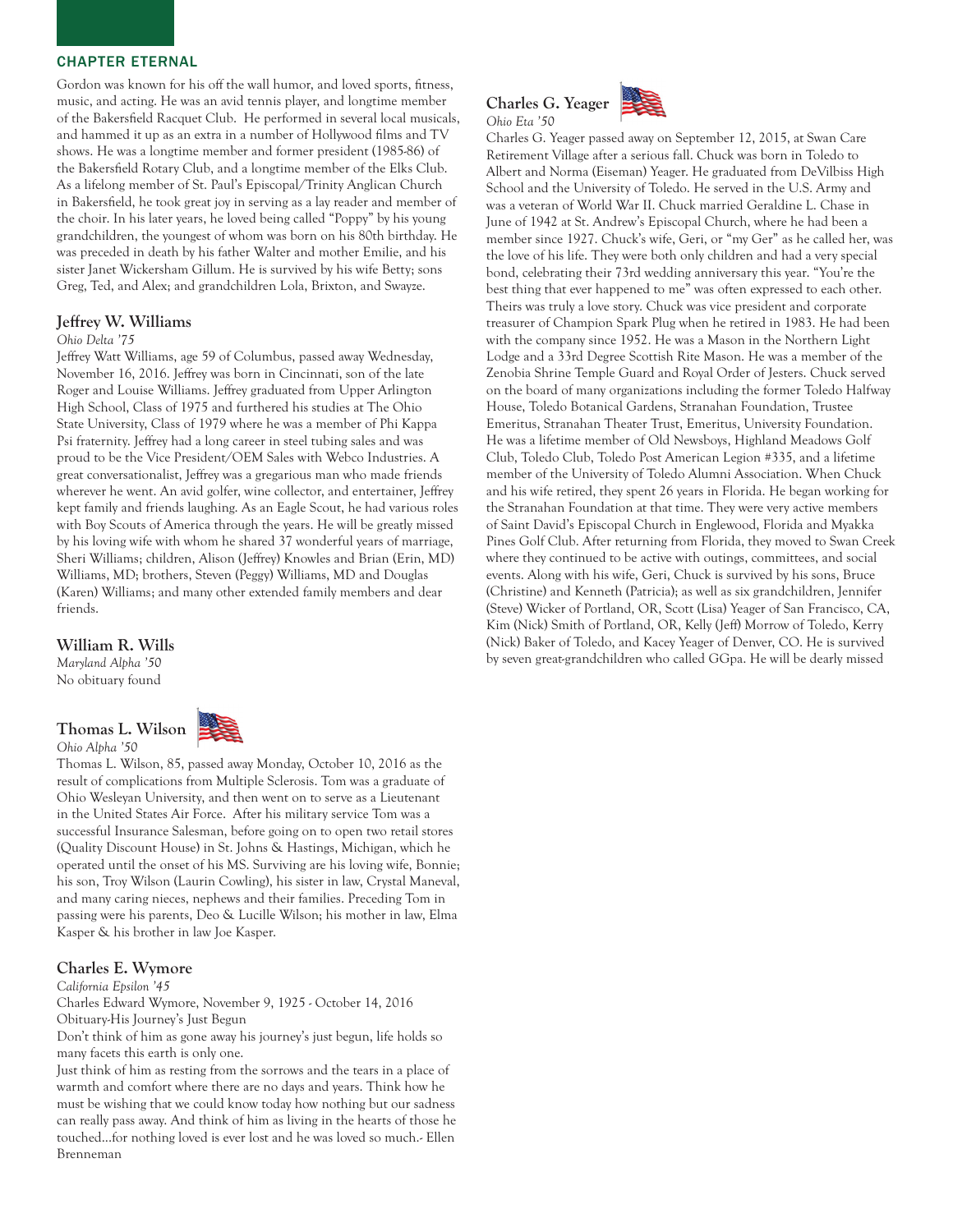## CHAPTER ETERNAL

Gordon was known for his off the wall humor, and loved sports, fitness, music, and acting. He was an avid tennis player, and longtime member of the Bakersfield Racquet Club. He performed in several local musicals, and hammed it up as an extra in a number of Hollywood films and TV shows. He was a longtime member and former president (1985-86) of the Bakersfield Rotary Club, and a longtime member of the Elks Club. As a lifelong member of St. Paul's Episcopal/Trinity Anglican Church in Bakersfield, he took great joy in serving as a lay reader and member of the choir. In his later years, he loved being called "Poppy" by his young grandchildren, the youngest of whom was born on his 80th birthday. He was preceded in death by his father Walter and mother Emilie, and his sister Janet Wickersham Gillum. He is survived by his wife Betty; sons Greg, Ted, and Alex; and grandchildren Lola, Brixton, and Swayze.

### Jeffrey W. Williams

*Ohio Delta '75*

Jeffrey Watt Williams, age 59 of Columbus, passed away Wednesday, November 16, 2016. Jeffrey was born in Cincinnati, son of the late Roger and Louise Williams. Jeffrey graduated from Upper Arlington High School, Class of 1975 and furthered his studies at The Ohio State University, Class of 1979 where he was a member of Phi Kappa Psi fraternity. Jeffrey had a long career in steel tubing sales and was proud to be the Vice President/OEM Sales with Webco Industries. A great conversationalist, Jeffrey was a gregarious man who made friends wherever he went. An avid golfer, wine collector, and entertainer, Jeffrey kept family and friends laughing. As an Eagle Scout, he had various roles with Boy Scouts of America through the years. He will be greatly missed by his loving wife with whom he shared 37 wonderful years of marriage, Sheri Williams; children, Alison (Jeffrey) Knowles and Brian (Erin, MD) Williams, MD; brothers, Steven (Peggy) Williams, MD and Douglas (Karen) Williams; and many other extended family members and dear friends.

### William R. Wills

*Maryland Alpha '50*

No obituary found

### Thomas L. Wilson

*Ohio Alpha '50*

Thomas L. Wilson, 85, passed away Monday, October 10, 2016 as the result of complications from Multiple Sclerosis. Tom was a graduate of Ohio Wesleyan University, and then went on to serve as a Lieutenant in the United States Air Force. After his military service Tom was a successful Insurance Salesman, before going on to open two retail stores (Quality Discount House) in St. Johns & Hastings, Michigan, which he operated until the onset of his MS. Surviving are his loving wife, Bonnie; his son, Troy Wilson (Laurin Cowling), his sister in law, Crystal Maneval, and many caring nieces, nephews and their families. Preceding Tom in passing were his parents, Deo & Lucille Wilson; his mother in law, Elma Kasper & his brother in law Joe Kasper.

### Charles E. Wymore

*California Epsilon '45*

Charles Edward Wymore, November 9, 1925 - October 14, 2016

Obituary-His Journey's Just Begun

Don't think of him as gone away his journey's just begun, life holds so many facets this earth is only one.

Just think of him as resting from the sorrows and the tears in a place of warmth and comfort where there are no days and years. Think how he must be wishing that we could know today how nothing but our sadness can really pass away. And think of him as living in the hearts of those he touched...for nothing loved is ever lost and he was loved so much.- Ellen Brenneman

### Charles G. Yeager

*Ohio Eta '50*

Charles G. Yeager passed away on September 12, 2015, at Swan Care Retirement Village after a serious fall. Chuck was born in Toledo to Albert and Norma (Eiseman) Yeager. He graduated from DeVilbiss High School and the University of Toledo. He served in the U.S. Army and was a veteran of World War II. Chuck married Geraldine L. Chase in June of 1942 at St. Andrew's Episcopal Church, where he had been a member since 1927. Chuck's wife, Geri, or "my Ger" as he called her, was the love of his life. They were both only children and had a very special bond, celebrating their 73rd wedding anniversary this year. "You're the best thing that ever happened to me" was often expressed to each other. Theirs was truly a love story. Chuck was vice president and corporate treasurer of Champion Spark Plug when he retired in 1983. He had been with the company since 1952. He was a Mason in the Northern Light Lodge and a 33rd Degree Scottish Rite Mason. He was a member of the Zenobia Shrine Temple Guard and Royal Order of Jesters. Chuck served on the board of many organizations including the former Toledo Halfway House, Toledo Botanical Gardens, Stranahan Foundation, Trustee Emeritus, Stranahan Theater Trust, Emeritus, University Foundation. He was a lifetime member of Old Newsboys, Highland Meadows Golf Club, Toledo Club, Toledo Post American Legion #335, and a lifetime member of the University of Toledo Alumni Association. When Chuck and his wife retired, they spent 26 years in Florida. He began working for the Stranahan Foundation at that time. They were very active members of Saint David's Episcopal Church in Englewood, Florida and Myakka Pines Golf Club. After returning from Florida, they moved to Swan Creek where they continued to be active with outings, committees, and social events. Along with his wife, Geri, Chuck is survived by his sons, Bruce (Christine) and Kenneth (Patricia); as well as six grandchildren, Jennifer (Steve) Wicker of Portland, OR, Scott (Lisa) Yeager of San Francisco, CA, Kim (Nick) Smith of Portland, OR, Kelly (Jeff) Morrow of Toledo, Kerry (Nick) Baker of Toledo, and Kacey Yeager of Denver, CO. He is survived by seven great-grandchildren who called GGpa. He will be dearly missed